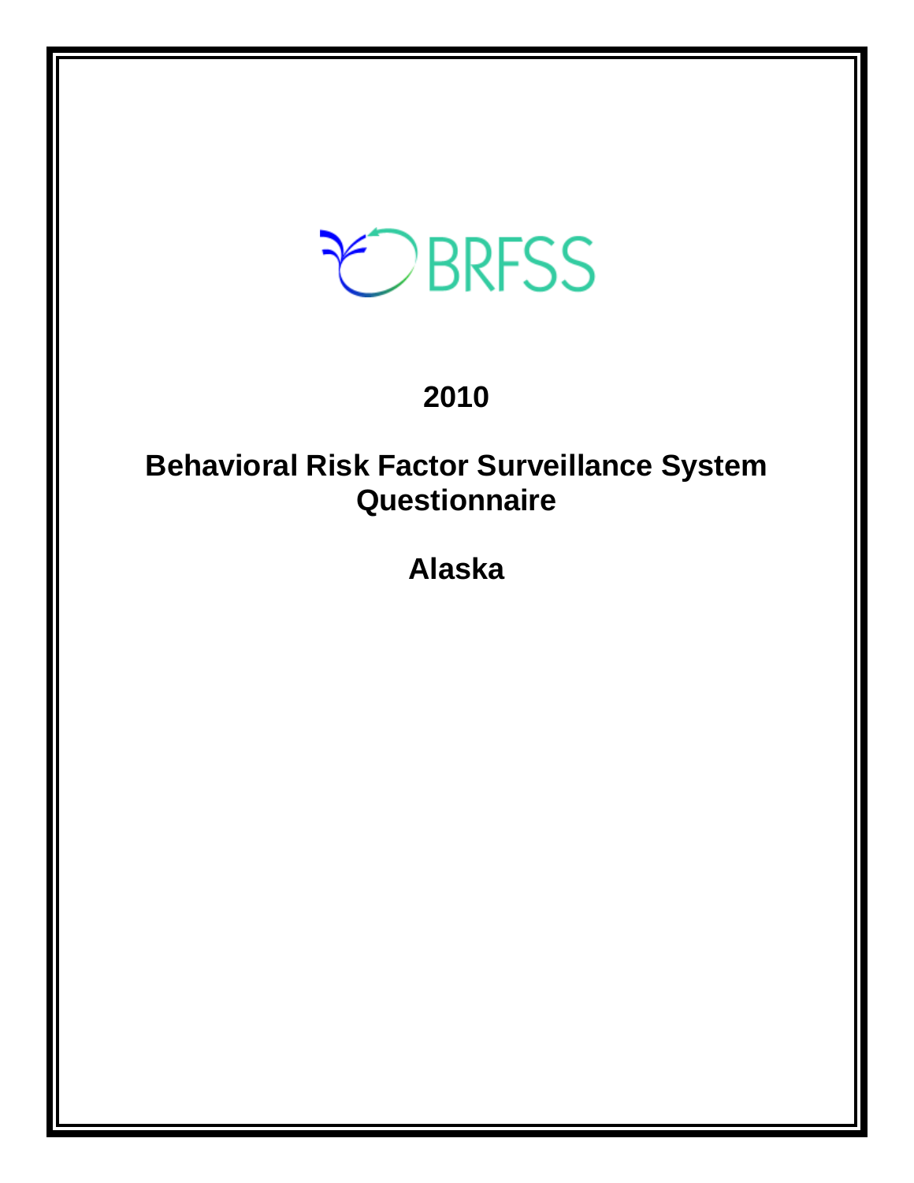BRFSS

# 2010

# Behavioral Risk Factor Surveillance System Questionnaire

# Alaska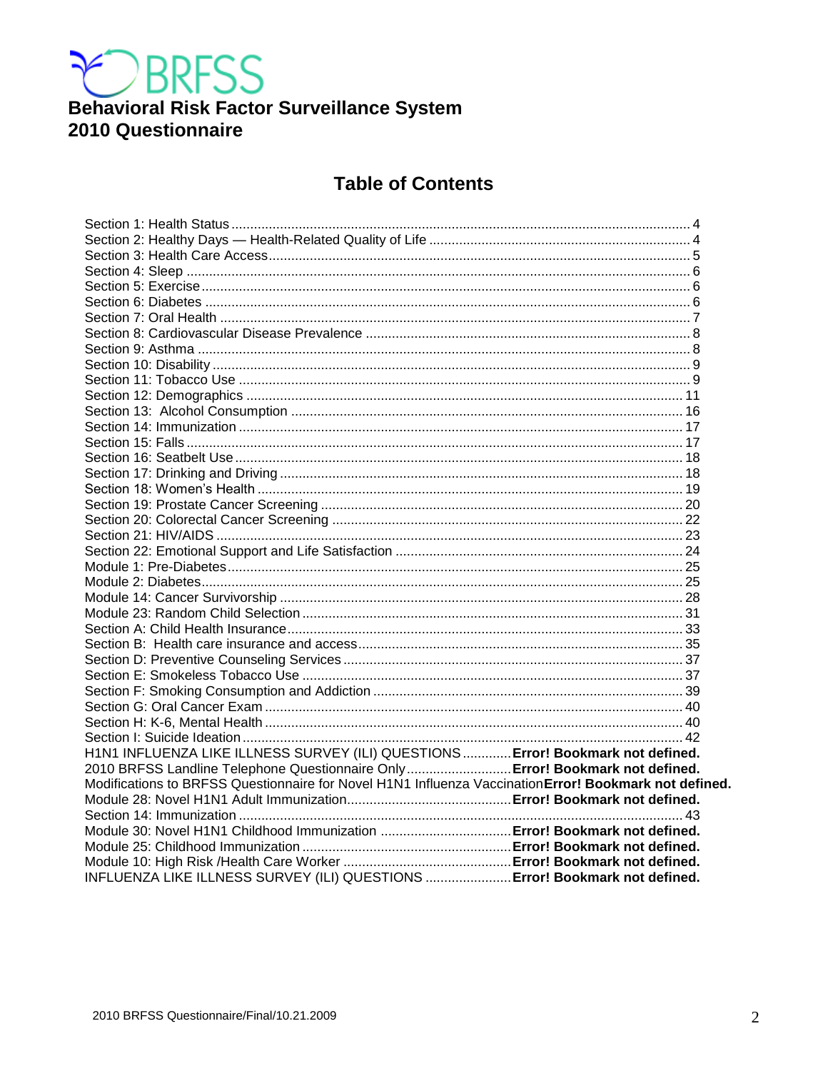# BRFSS

**Behavioral Risk Factor Surveillance System**
**2010 Questionnaire**

## Table of Contents

Section 1: Health Status ........ 4
Section 2: Healthy Days — Health-Related Quality of Life ........ 4
Section 3: Health Care Access ........ 5
Section 4: Sleep ........ 6
Section 5: Exercise ........ 6
Section 6: Diabetes ........ 6
Section 7: Oral Health ........ 7
Section 8: Cardiovascular Disease Prevalence ........ 8
Section 9: Asthma ........ 8
Section 10: Disability ........ 9
Section 11: Tobacco Use ........ 9
Section 12: Demographics ........ 11
Section 13: Alcohol Consumption ........ 16
Section 14: Immunization ........ 17
Section 15: Falls ........ 17
Section 16: Seatbelt Use ........ 18
Section 17: Drinking and Driving ........ 18
Section 18: Women's Health ........ 19
Section 19: Prostate Cancer Screening ........ 20
Section 20: Colorectal Cancer Screening ........ 22
Section 21: HIV/AIDS ........ 23
Section 22: Emotional Support and Life Satisfaction ........ 24
Module 1: Pre-Diabetes ........ 25
Module 2: Diabetes ........ 25
Module 14: Cancer Survivorship ........ 28
Module 23: Random Child Selection ........ 31
Section A: Child Health Insurance ........ 33
Section B: Health care insurance and access ........ 35
Section D: Preventive Counseling Services ........ 37
Section E: Smokeless Tobacco Use ........ 37
Section F: Smoking Consumption and Addiction ........ 39
Section G: Oral Cancer Exam ........ 40
Section H: K-6, Mental Health ........ 40
Section I: Suicide Ideation ........ 42
H1N1 INFLUENZA LIKE ILLNESS SURVEY (ILI) QUESTIONS ........ **Error! Bookmark not defined.**
2010 BRFSS Landline Telephone Questionnaire Only ........ **Error! Bookmark not defined.**
Modifications to BRFSS Questionnaire for Novel H1N1 Influenza Vaccination **Error! Bookmark not defined.**
Module 28: Novel H1N1 Adult Immunization ........ **Error! Bookmark not defined.**
Section 14: Immunization ........ 43
Module 30: Novel H1N1 Childhood Immunization ........ **Error! Bookmark not defined.**
Module 25: Childhood Immunization ........ **Error! Bookmark not defined.**
Module 10: High Risk /Health Care Worker ........ **Error! Bookmark not defined.**
INFLUENZA LIKE ILLNESS SURVEY (ILI) QUESTIONS ........ **Error! Bookmark not defined.**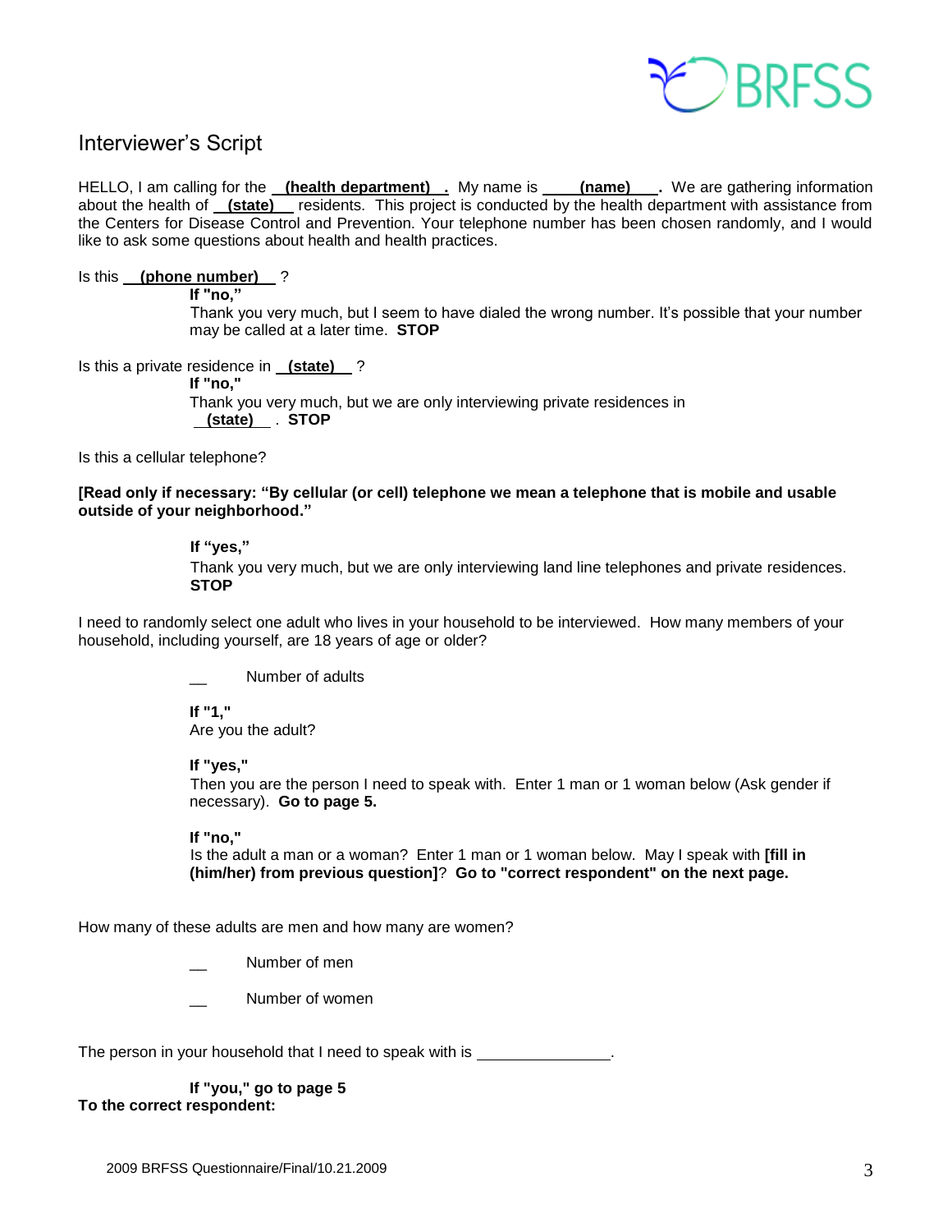## Interviewer's Script

HELLO, I am calling for the **(health department).** My name is **(name).** We are gathering information about the health of **(state)** residents. This project is conducted by the health department with assistance from the Centers for Disease Control and Prevention. Your telephone number has been chosen randomly, and I would like to ask some questions about health and health practices.

Is this **(phone number)** ?

> **If "no,"**
> Thank you very much, but I seem to have dialed the wrong number. It's possible that your number may be called at a later time. **STOP**

Is this a private residence in **(state)** ?

> **If "no,"**
> Thank you very much, but we are only interviewing private residences in **(state)** . **STOP**

Is this a cellular telephone?

**[Read only if necessary: "By cellular (or cell) telephone we mean a telephone that is mobile and usable outside of your neighborhood."**

> **If "yes,"**
> Thank you very much, but we are only interviewing land line telephones and private residences. **STOP**

I need to randomly select one adult who lives in your household to be interviewed. How many members of your household, including yourself, are 18 years of age or older?

> __ Number of adults
>
> **If "1,"**
> Are you the adult?
>
> **If "yes,"**
> Then you are the person I need to speak with. Enter 1 man or 1 woman below (Ask gender if necessary). **Go to page 5.**
>
> **If "no,"**
> Is the adult a man or a woman? Enter 1 man or 1 woman below. May I speak with **[fill in (him/her) from previous question]**? **Go to "correct respondent" on the next page.**

How many of these adults are men and how many are women?

> __ Number of men
>
> __ Number of women

The person in your household that I need to speak with is _______________.

> **If "you," go to page 5**

**To the correct respondent:**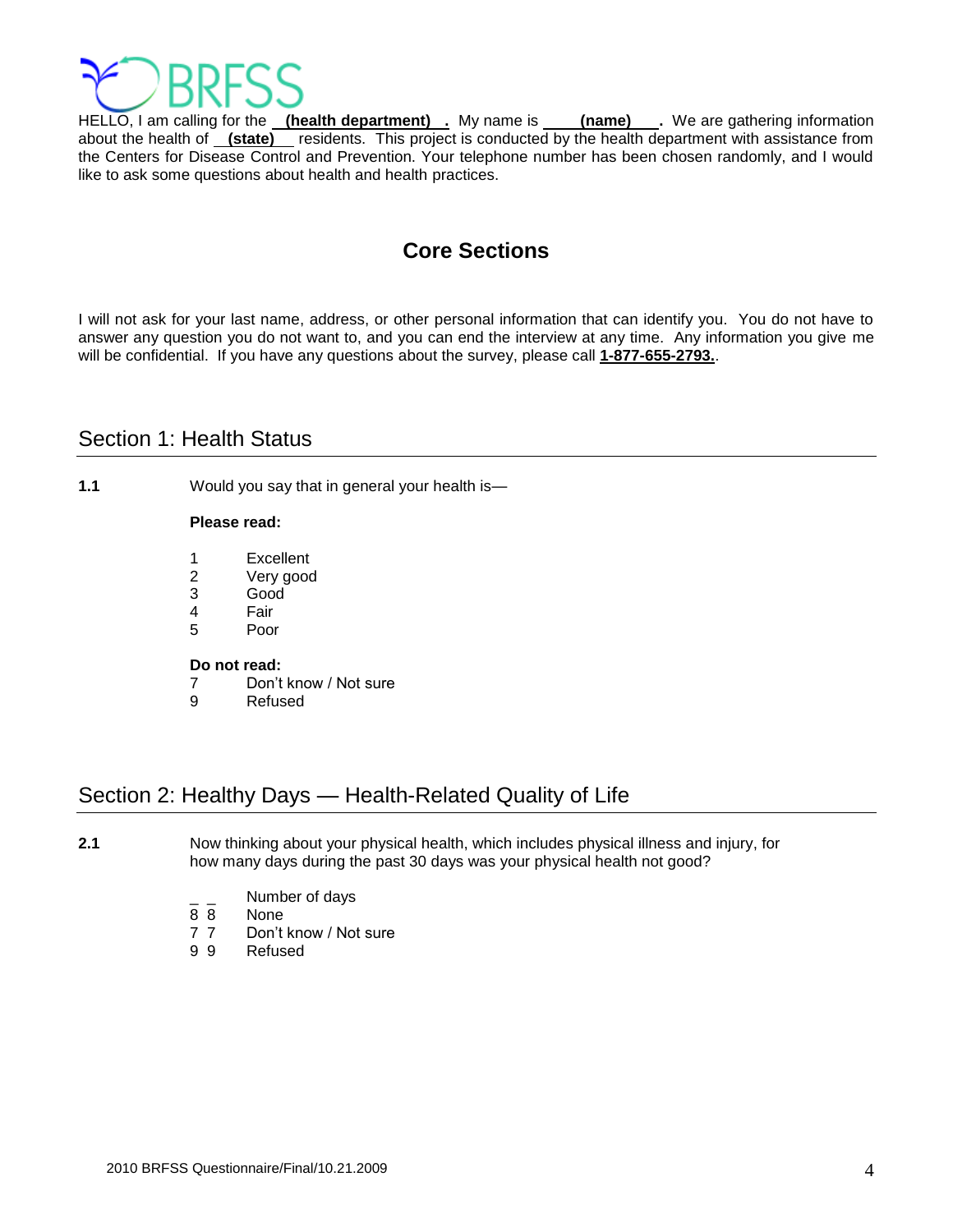HELLO, I am calling for the **(health department) .** My name is **(name) .** We are gathering information about the health of **(state)** residents. This project is conducted by the health department with assistance from the Centers for Disease Control and Prevention. Your telephone number has been chosen randomly, and I would like to ask some questions about health and health practices.

# Core Sections

I will not ask for your last name, address, or other personal information that can identify you. You do not have to answer any question you do not want to, and you can end the interview at any time. Any information you give me will be confidential. If you have any questions about the survey, please call **1-877-655-2793.**.

## Section 1: Health Status

**1.1** Would you say that in general your health is—

**Please read:**

1 Excellent
2 Very good
3 Good
4 Fair
5 Poor

**Do not read:**
7 Don't know / Not sure
9 Refused

## Section 2: Healthy Days — Health-Related Quality of Life

**2.1** Now thinking about your physical health, which includes physical illness and injury, for how many days during the past 30 days was your physical health not good?

_ _ Number of days
8 8 None
7 7 Don't know / Not sure
9 9 Refused

2010 BRFSS Questionnaire/Final/10.21.2009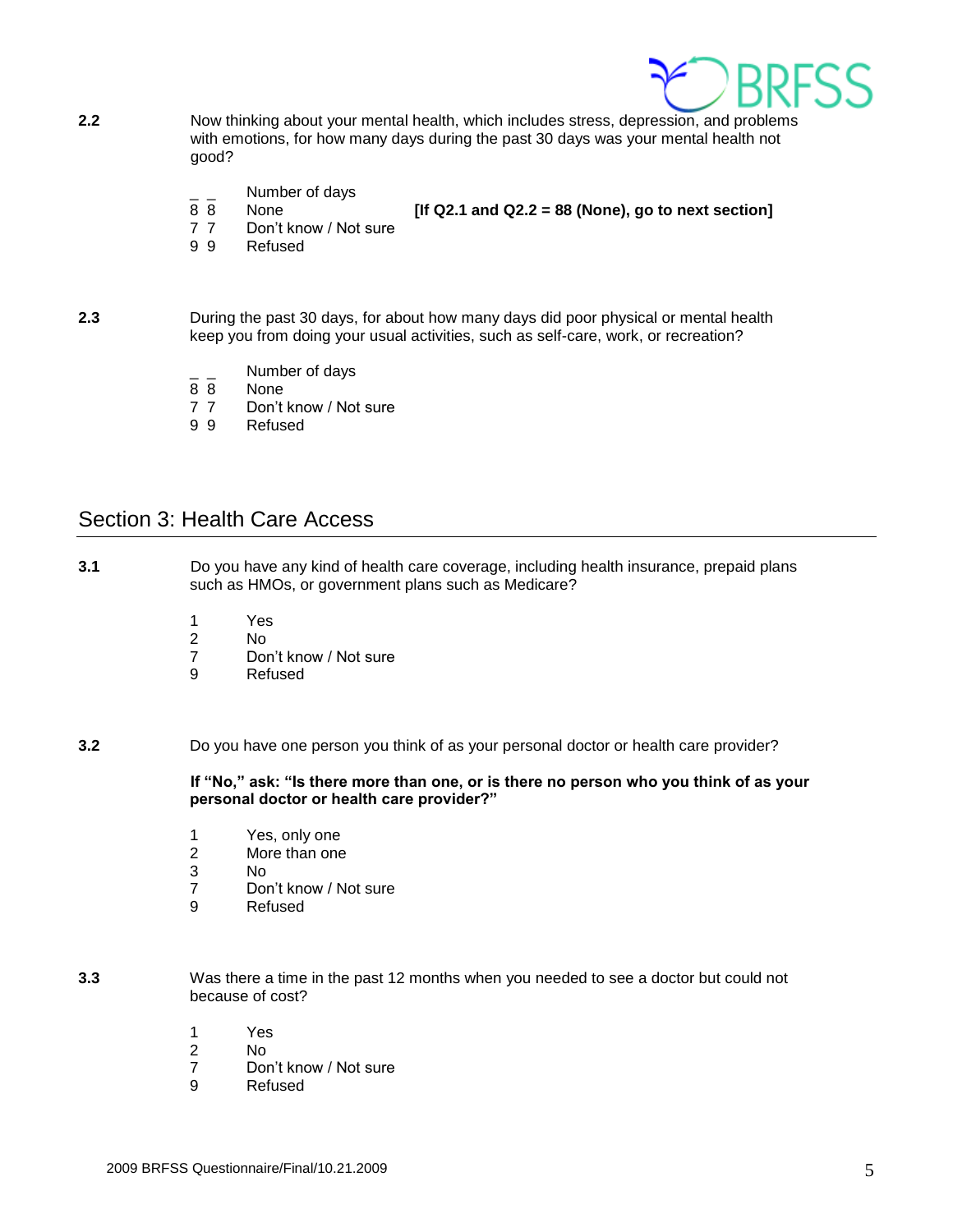**2.2** Now thinking about your mental health, which includes stress, depression, and problems with emotions, for how many days during the past 30 days was your mental health not good?

_ _ Number of days
8 8 None **[If Q2.1 and Q2.2 = 88 (None), go to next section]**
7 7 Don't know / Not sure
9 9 Refused

**2.3** During the past 30 days, for about how many days did poor physical or mental health keep you from doing your usual activities, such as self-care, work, or recreation?

_ _ Number of days
8 8 None
7 7 Don't know / Not sure
9 9 Refused

## Section 3: Health Care Access

**3.1** Do you have any kind of health care coverage, including health insurance, prepaid plans such as HMOs, or government plans such as Medicare?

1 Yes
2 No
7 Don't know / Not sure
9 Refused

**3.2** Do you have one person you think of as your personal doctor or health care provider?

**If "No," ask: "Is there more than one, or is there no person who you think of as your personal doctor or health care provider?"**

1 Yes, only one
2 More than one
3 No
7 Don't know / Not sure
9 Refused

**3.3** Was there a time in the past 12 months when you needed to see a doctor but could not because of cost?

1 Yes
2 No
7 Don't know / Not sure
9 Refused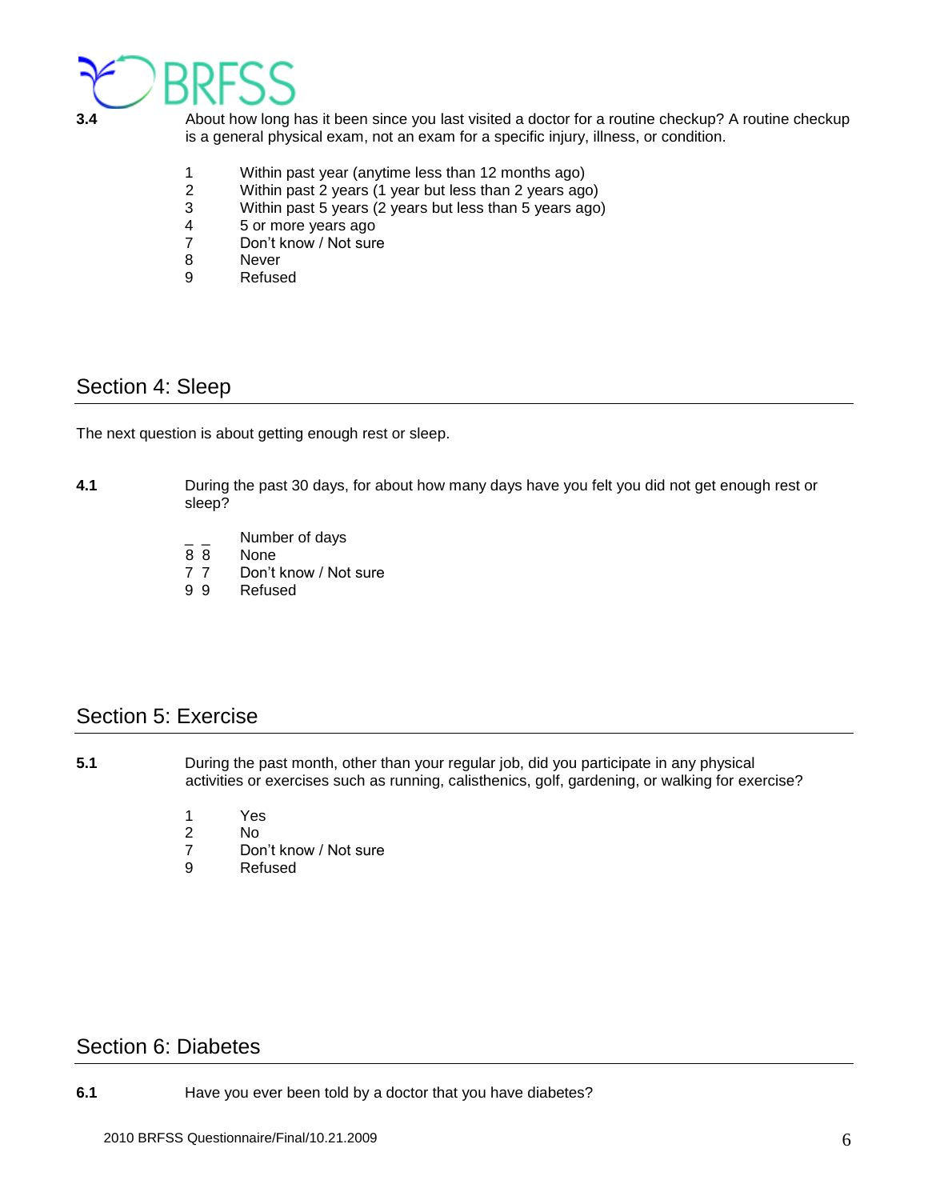**3.4** About how long has it been since you last visited a doctor for a routine checkup? A routine checkup is a general physical exam, not an exam for a specific injury, illness, or condition.

1 Within past year (anytime less than 12 months ago)
2 Within past 2 years (1 year but less than 2 years ago)
3 Within past 5 years (2 years but less than 5 years ago)
4 5 or more years ago
7 Don't know / Not sure
8 Never
9 Refused

## Section 4: Sleep

The next question is about getting enough rest or sleep.

**4.1** During the past 30 days, for about how many days have you felt you did not get enough rest or sleep?

_ _ Number of days
8 8 None
7 7 Don't know / Not sure
9 9 Refused

## Section 5: Exercise

**5.1** During the past month, other than your regular job, did you participate in any physical activities or exercises such as running, calisthenics, golf, gardening, or walking for exercise?

1 Yes
2 No
7 Don't know / Not sure
9 Refused

## Section 6: Diabetes

**6.1** Have you ever been told by a doctor that you have diabetes?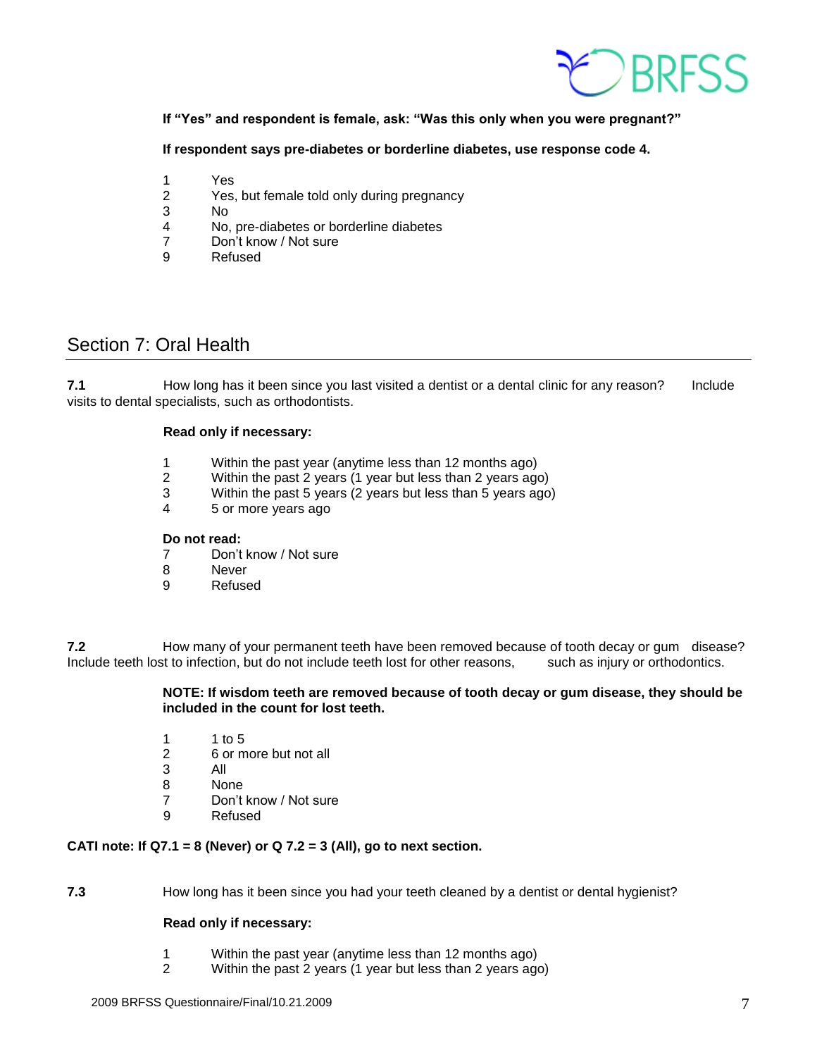**If "Yes" and respondent is female, ask: "Was this only when you were pregnant?"**

**If respondent says pre-diabetes or borderline diabetes, use response code 4.**

1 Yes
2 Yes, but female told only during pregnancy
3 No
4 No, pre-diabetes or borderline diabetes
7 Don't know / Not sure
9 Refused

## Section 7: Oral Health

**7.1** How long has it been since you last visited a dentist or a dental clinic for any reason? Include visits to dental specialists, such as orthodontists.

**Read only if necessary:**

1 Within the past year (anytime less than 12 months ago)
2 Within the past 2 years (1 year but less than 2 years ago)
3 Within the past 5 years (2 years but less than 5 years ago)
4 5 or more years ago

**Do not read:**
7 Don't know / Not sure
8 Never
9 Refused

**7.2** How many of your permanent teeth have been removed because of tooth decay or gum disease? Include teeth lost to infection, but do not include teeth lost for other reasons, such as injury or orthodontics.

**NOTE: If wisdom teeth are removed because of tooth decay or gum disease, they should be included in the count for lost teeth.**

1 1 to 5
2 6 or more but not all
3 All
8 None
7 Don't know / Not sure
9 Refused

**CATI note: If Q7.1 = 8 (Never) or Q 7.2 = 3 (All), go to next section.**

**7.3** How long has it been since you had your teeth cleaned by a dentist or dental hygienist?

**Read only if necessary:**

1 Within the past year (anytime less than 12 months ago)
2 Within the past 2 years (1 year but less than 2 years ago)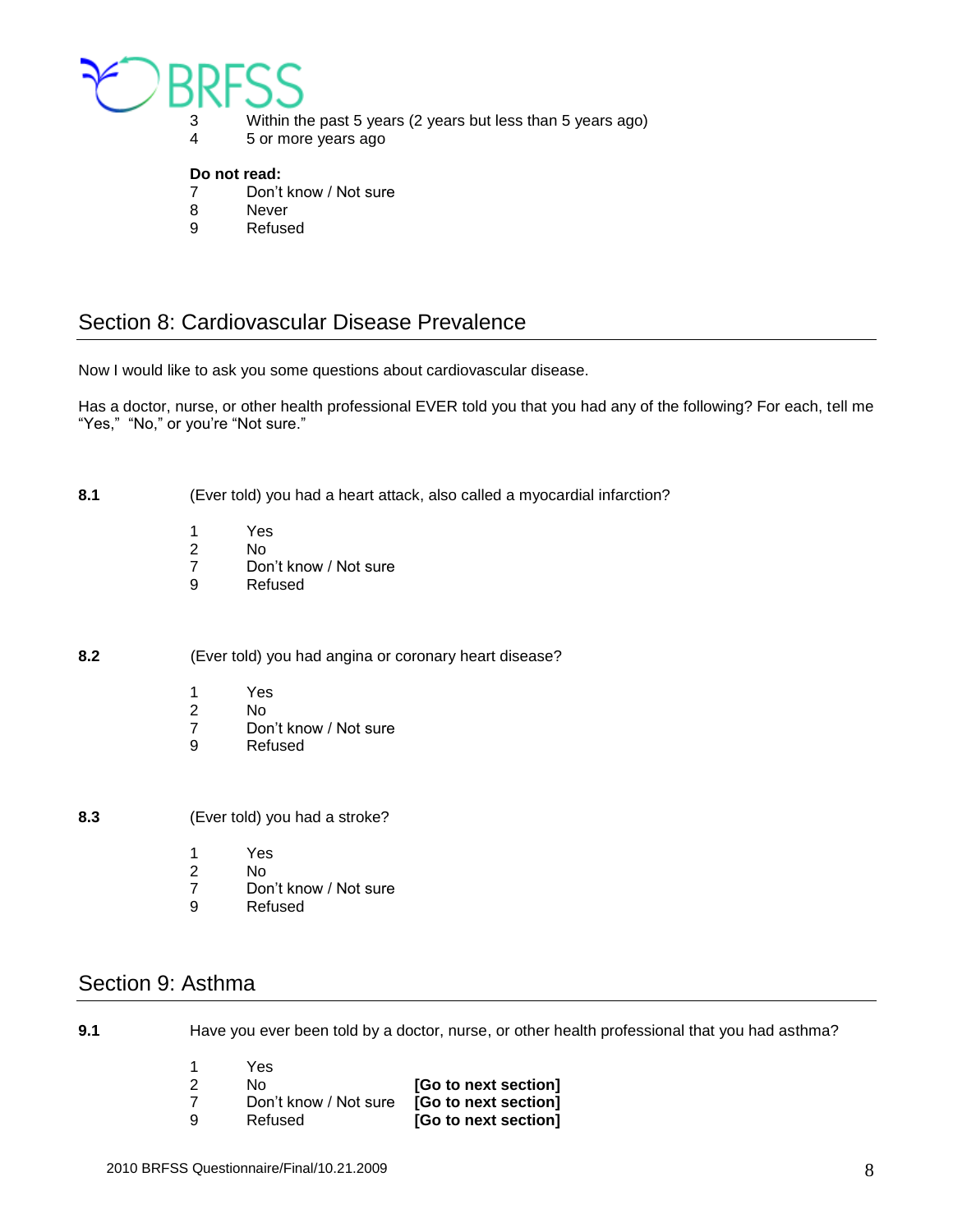3 Within the past 5 years (2 years but less than 5 years ago)
4 5 or more years ago

**Do not read:**
7 Don't know / Not sure
8 Never
9 Refused

## Section 8: Cardiovascular Disease Prevalence

Now I would like to ask you some questions about cardiovascular disease.

Has a doctor, nurse, or other health professional EVER told you that you had any of the following? For each, tell me "Yes," "No," or you're "Not sure."

**8.1** (Ever told) you had a heart attack, also called a myocardial infarction?

1 Yes
2 No
7 Don't know / Not sure
9 Refused

**8.2** (Ever told) you had angina or coronary heart disease?

1 Yes
2 No
7 Don't know / Not sure
9 Refused

**8.3** (Ever told) you had a stroke?

1 Yes
2 No
7 Don't know / Not sure
9 Refused

## Section 9: Asthma

**9.1** Have you ever been told by a doctor, nurse, or other health professional that you had asthma?

1 Yes
2 No **[Go to next section]**
7 Don't know / Not sure **[Go to next section]**
9 Refused **[Go to next section]**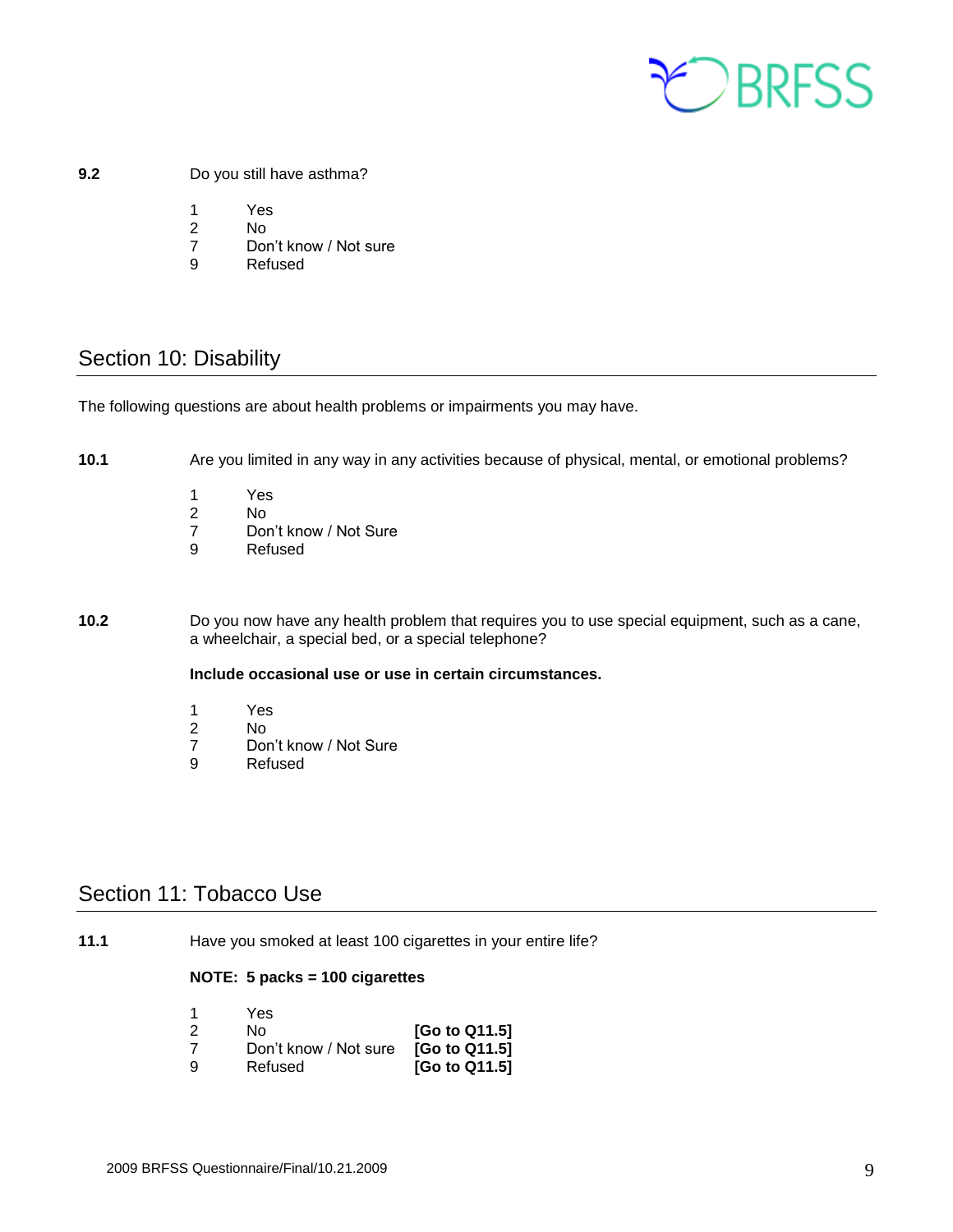**9.2** Do you still have asthma?

1 Yes
2 No
7 Don't know / Not sure
9 Refused

## Section 10: Disability

The following questions are about health problems or impairments you may have.

**10.1** Are you limited in any way in any activities because of physical, mental, or emotional problems?

1 Yes
2 No
7 Don't know / Not Sure
9 Refused

**10.2** Do you now have any health problem that requires you to use special equipment, such as a cane, a wheelchair, a special bed, or a special telephone?

**Include occasional use or use in certain circumstances.**

1 Yes
2 No
7 Don't know / Not Sure
9 Refused

## Section 11: Tobacco Use

**11.1** Have you smoked at least 100 cigarettes in your entire life?

**NOTE: 5 packs = 100 cigarettes**

1 Yes
2 No **[Go to Q11.5]**
7 Don't know / Not sure **[Go to Q11.5]**
9 Refused **[Go to Q11.5]**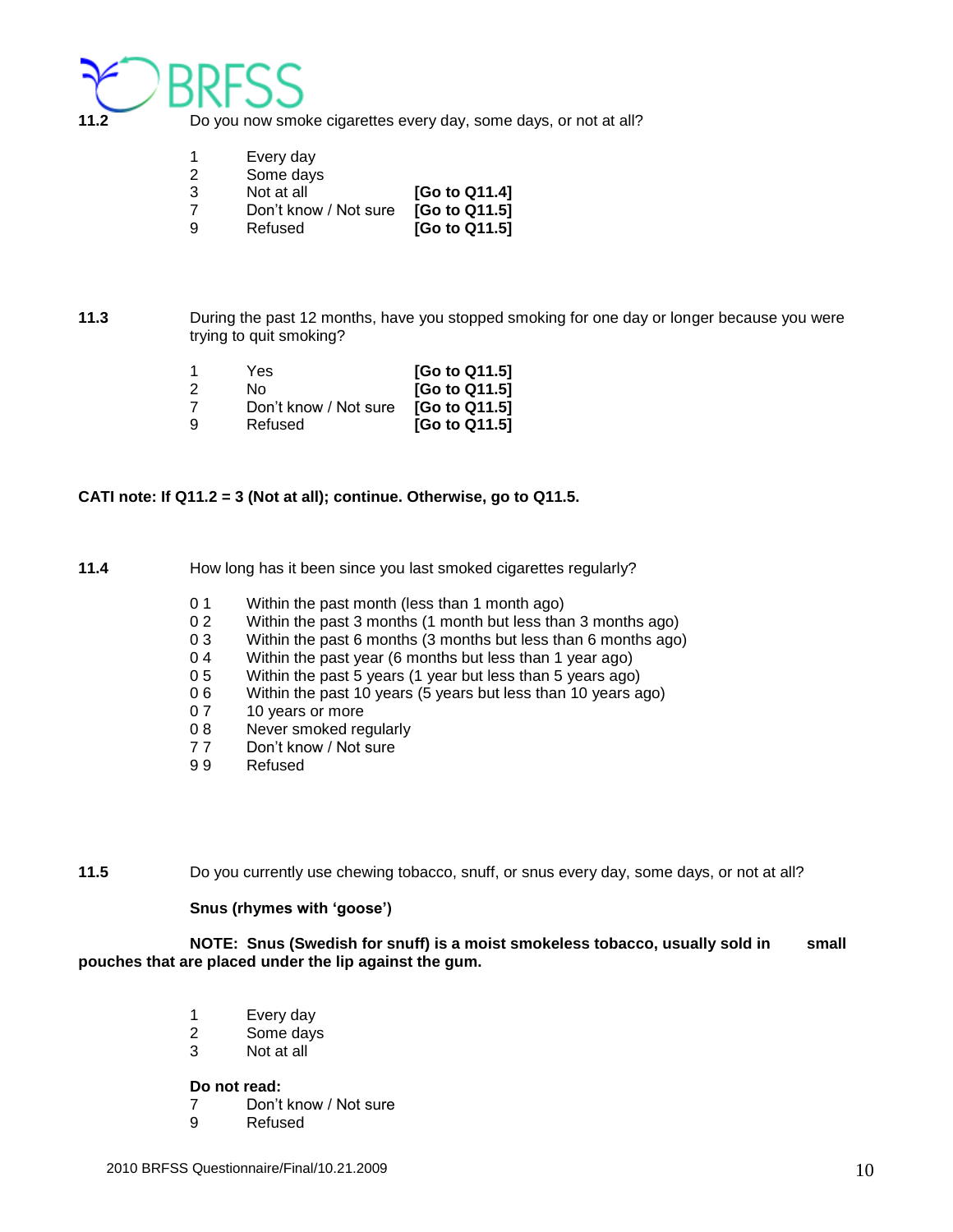**11.2** Do you now smoke cigarettes every day, some days, or not at all?

| | | |
|---|---|---|
| 1 | Every day | |
| 2 | Some days | |
| 3 | Not at all | **[Go to Q11.4]** |
| 7 | Don't know / Not sure | **[Go to Q11.5]** |
| 9 | Refused | **[Go to Q11.5]** |

**11.3** During the past 12 months, have you stopped smoking for one day or longer because you were trying to quit smoking?

| | | |
|---|---|---|
| 1 | Yes | **[Go to Q11.5]** |
| 2 | No | **[Go to Q11.5]** |
| 7 | Don't know / Not sure | **[Go to Q11.5]** |
| 9 | Refused | **[Go to Q11.5]** |

**CATI note: If Q11.2 = 3 (Not at all); continue. Otherwise, go to Q11.5.**

**11.4** How long has it been since you last smoked cigarettes regularly?

0 1 Within the past month (less than 1 month ago)
0 2 Within the past 3 months (1 month but less than 3 months ago)
0 3 Within the past 6 months (3 months but less than 6 months ago)
0 4 Within the past year (6 months but less than 1 year ago)
0 5 Within the past 5 years (1 year but less than 5 years ago)
0 6 Within the past 10 years (5 years but less than 10 years ago)
0 7 10 years or more
0 8 Never smoked regularly
7 7 Don't know / Not sure
9 9 Refused

**11.5** Do you currently use chewing tobacco, snuff, or snus every day, some days, or not at all?

**Snus (rhymes with 'goose')**

**NOTE: Snus (Swedish for snuff) is a moist smokeless tobacco, usually sold in small pouches that are placed under the lip against the gum.**

1 Every day
2 Some days
3 Not at all

**Do not read:**
7 Don't know / Not sure
9 Refused

2010 BRFSS Questionnaire/Final/10.21.2009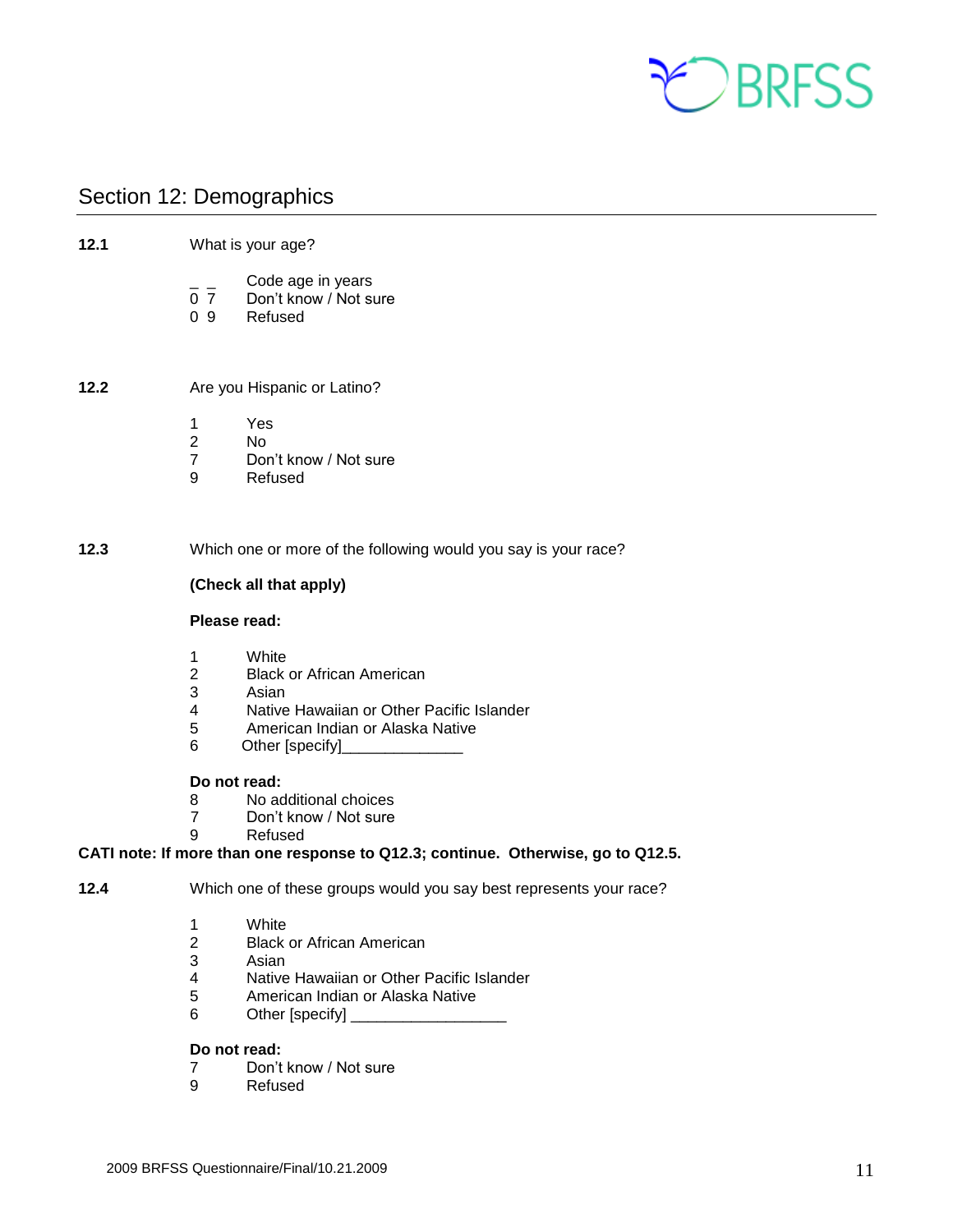## Section 12: Demographics

**12.1** What is your age?

_ _ Code age in years
0 7 Don't know / Not sure
0 9 Refused

**12.2** Are you Hispanic or Latino?

1 Yes
2 No
7 Don't know / Not sure
9 Refused

**12.3** Which one or more of the following would you say is your race?

**(Check all that apply)**

**Please read:**

1 White
2 Black or African American
3 Asian
4 Native Hawaiian or Other Pacific Islander
5 American Indian or Alaska Native
6 Other [specify]______________

**Do not read:**
8 No additional choices
7 Don't know / Not sure
9 Refused

**CATI note: If more than one response to Q12.3; continue. Otherwise, go to Q12.5.**

**12.4** Which one of these groups would you say best represents your race?

1 White
2 Black or African American
3 Asian
4 Native Hawaiian or Other Pacific Islander
5 American Indian or Alaska Native
6 Other [specify] __________________

**Do not read:**
7 Don't know / Not sure
9 Refused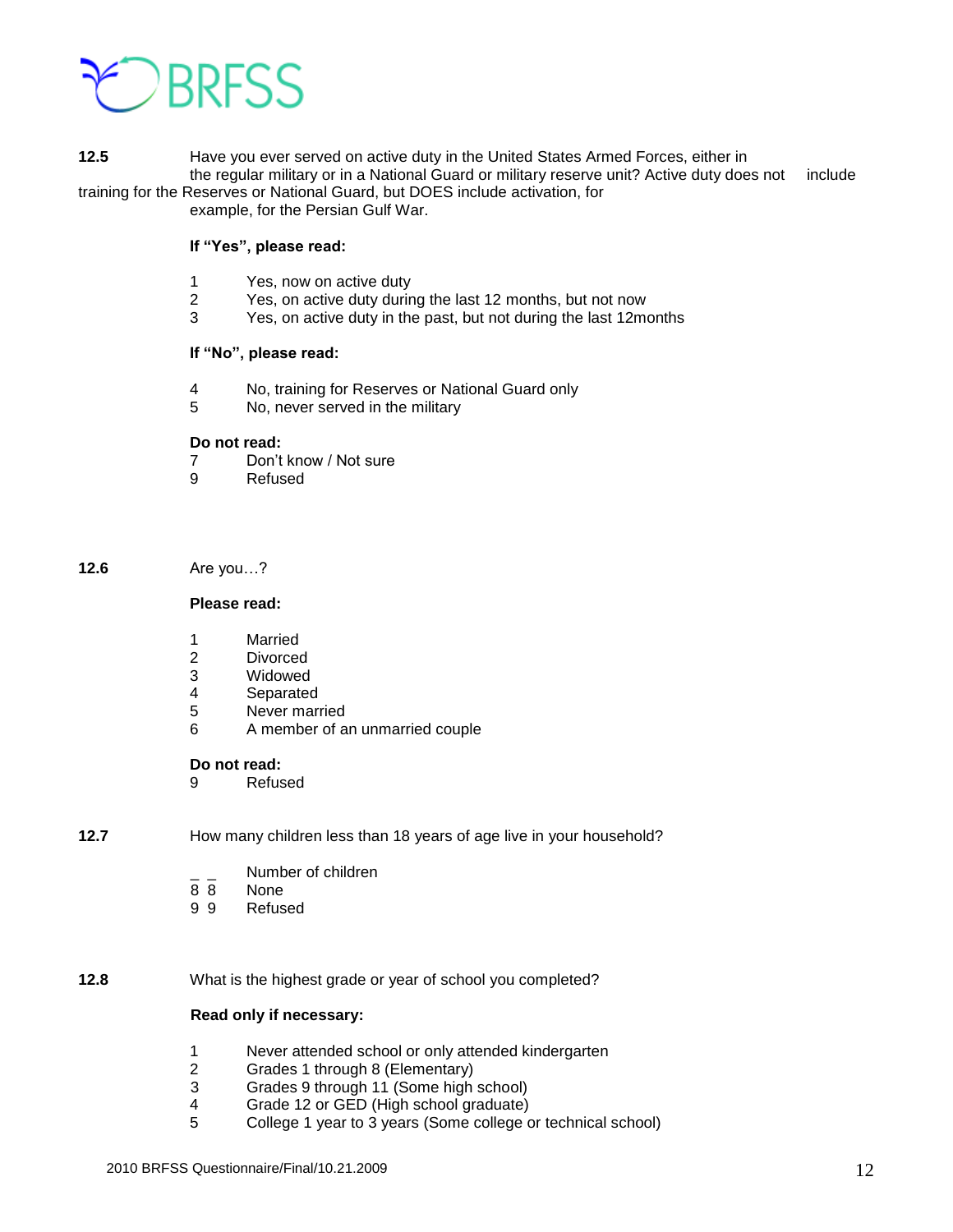**12.5** Have you ever served on active duty in the United States Armed Forces, either in the regular military or in a National Guard or military reserve unit? Active duty does not include training for the Reserves or National Guard, but DOES include activation, for example, for the Persian Gulf War.

**If "Yes", please read:**

1 Yes, now on active duty
2 Yes, on active duty during the last 12 months, but not now
3 Yes, on active duty in the past, but not during the last 12months

**If "No", please read:**

4 No, training for Reserves or National Guard only
5 No, never served in the military

**Do not read:**
7 Don't know / Not sure
9 Refused

**12.6** Are you…?

**Please read:**

1 Married
2 Divorced
3 Widowed
4 Separated
5 Never married
6 A member of an unmarried couple

**Do not read:**
9 Refused

**12.7** How many children less than 18 years of age live in your household?

_ _ Number of children
8 8 None
9 9 Refused

**12.8** What is the highest grade or year of school you completed?

**Read only if necessary:**

1 Never attended school or only attended kindergarten
2 Grades 1 through 8 (Elementary)
3 Grades 9 through 11 (Some high school)
4 Grade 12 or GED (High school graduate)
5 College 1 year to 3 years (Some college or technical school)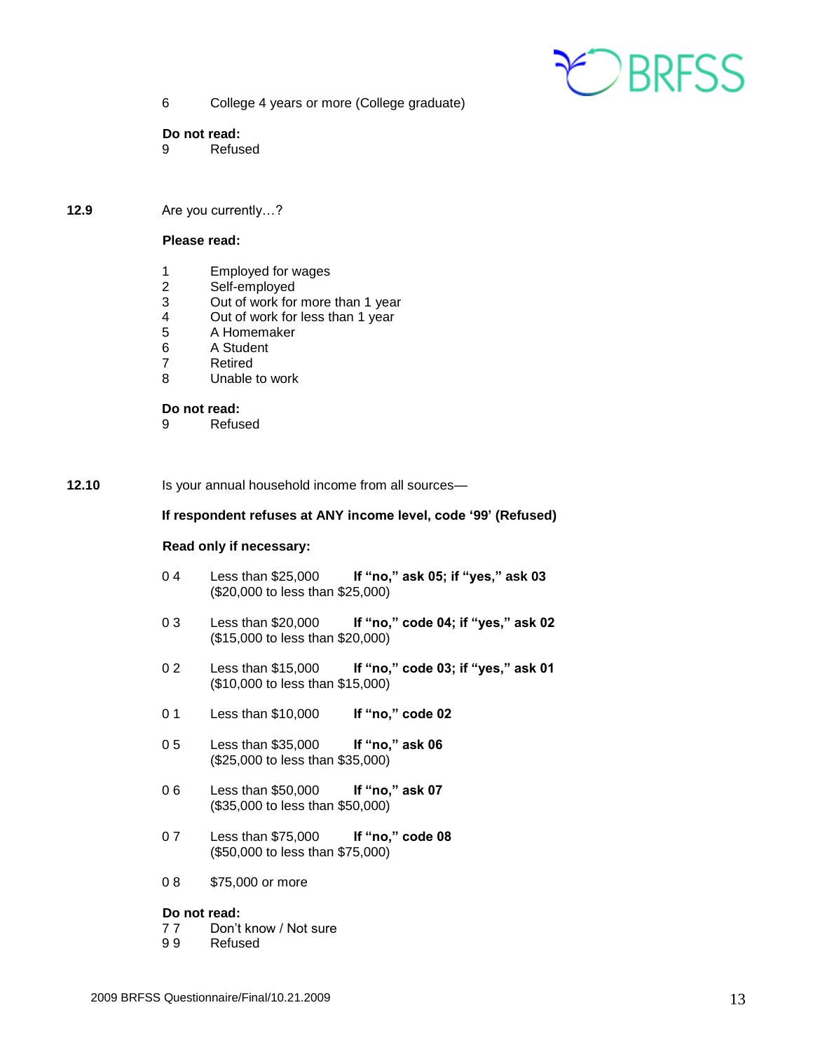6 College 4 years or more (College graduate)

**Do not read:**

9 Refused

**12.9** Are you currently…?

**Please read:**

1 Employed for wages
2 Self-employed
3 Out of work for more than 1 year
4 Out of work for less than 1 year
5 A Homemaker
6 A Student
7 Retired
8 Unable to work

**Do not read:**

9 Refused

**12.10** Is your annual household income from all sources—

**If respondent refuses at ANY income level, code '99' (Refused)**

**Read only if necessary:**

0 4 Less than $25,000 **If "no," ask 05; if "yes," ask 03**
($20,000 to less than $25,000)

0 3 Less than $20,000 **If "no," code 04; if "yes," ask 02**
($15,000 to less than $20,000)

0 2 Less than $15,000 **If "no," code 03; if "yes," ask 01**
($10,000 to less than $15,000)

0 1 Less than $10,000 **If "no," code 02**

0 5 Less than $35,000 **If "no," ask 06**
($25,000 to less than $35,000)

0 6 Less than $50,000 **If "no," ask 07**
($35,000 to less than $50,000)

0 7 Less than $75,000 **If "no," code 08**
($50,000 to less than $75,000)

0 8 $75,000 or more

**Do not read:**

7 7 Don't know / Not sure
9 9 Refused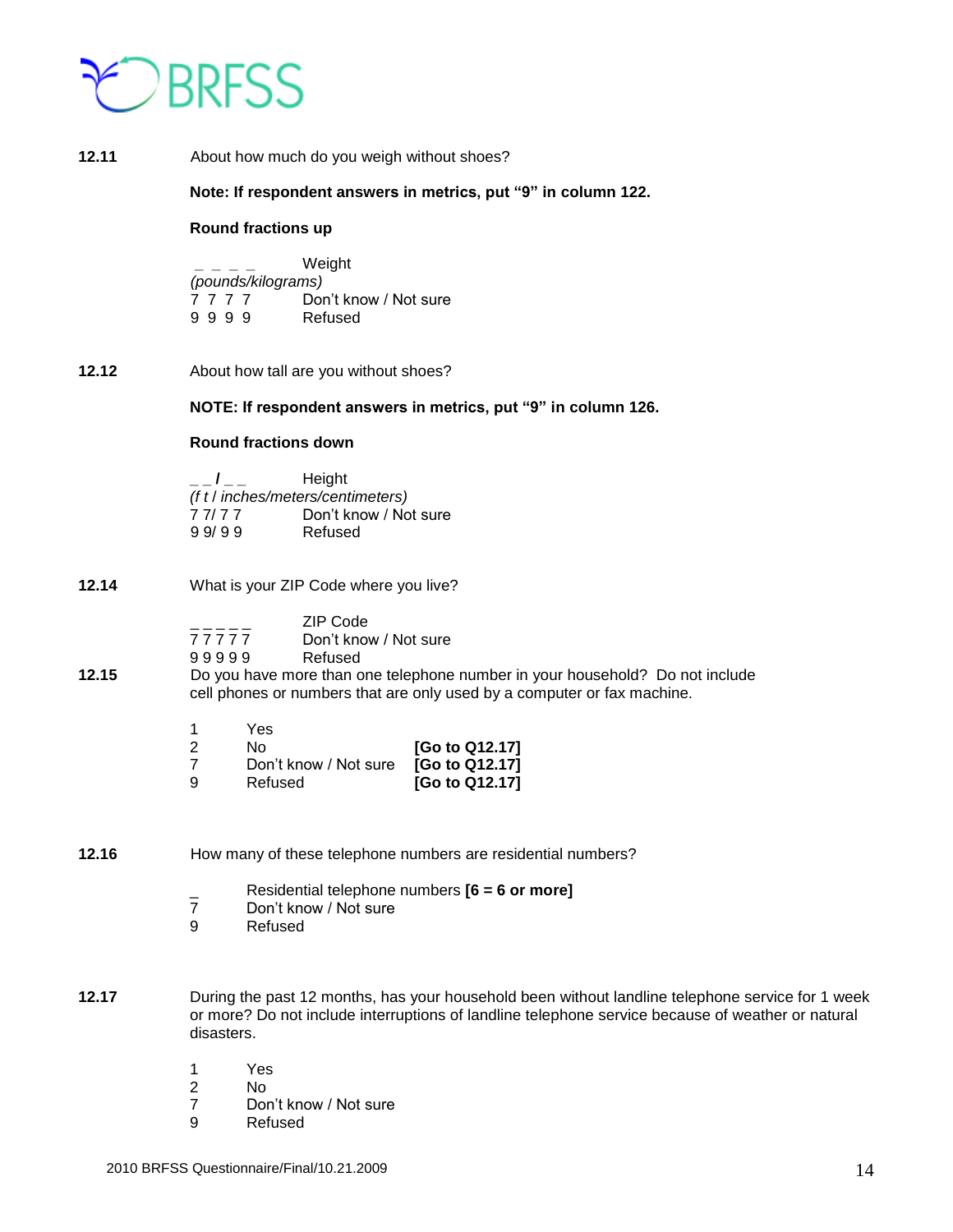**12.11** About how much do you weigh without shoes?

**Note: If respondent answers in metrics, put "9" in column 122.**

**Round fractions up**

_ _ _ _ Weight
*(pounds/kilograms)*
7 7 7 7 Don't know / Not sure
9 9 9 9 Refused

**12.12** About how tall are you without shoes?

**NOTE: If respondent answers in metrics, put "9" in column 126.**

**Round fractions down**

_ _ **/** _ _ Height
*(f t / inches/meters/centimeters)*
7 7/ 7 7 Don't know / Not sure
9 9/ 9 9 Refused

**12.14** What is your ZIP Code where you live?

_ _ _ _ _ ZIP Code
7 7 7 7 7 Don't know / Not sure
9 9 9 9 9 Refused

**12.15** Do you have more than one telephone number in your household? Do not include cell phones or numbers that are only used by a computer or fax machine.

1 Yes
2 No **[Go to Q12.17]**
7 Don't know / Not sure **[Go to Q12.17]**
9 Refused **[Go to Q12.17]**

**12.16** How many of these telephone numbers are residential numbers?

_ Residential telephone numbers **[6 = 6 or more]**
7 Don't know / Not sure
9 Refused

**12.17** During the past 12 months, has your household been without landline telephone service for 1 week or more? Do not include interruptions of landline telephone service because of weather or natural disasters.

1 Yes
2 No
7 Don't know / Not sure
9 Refused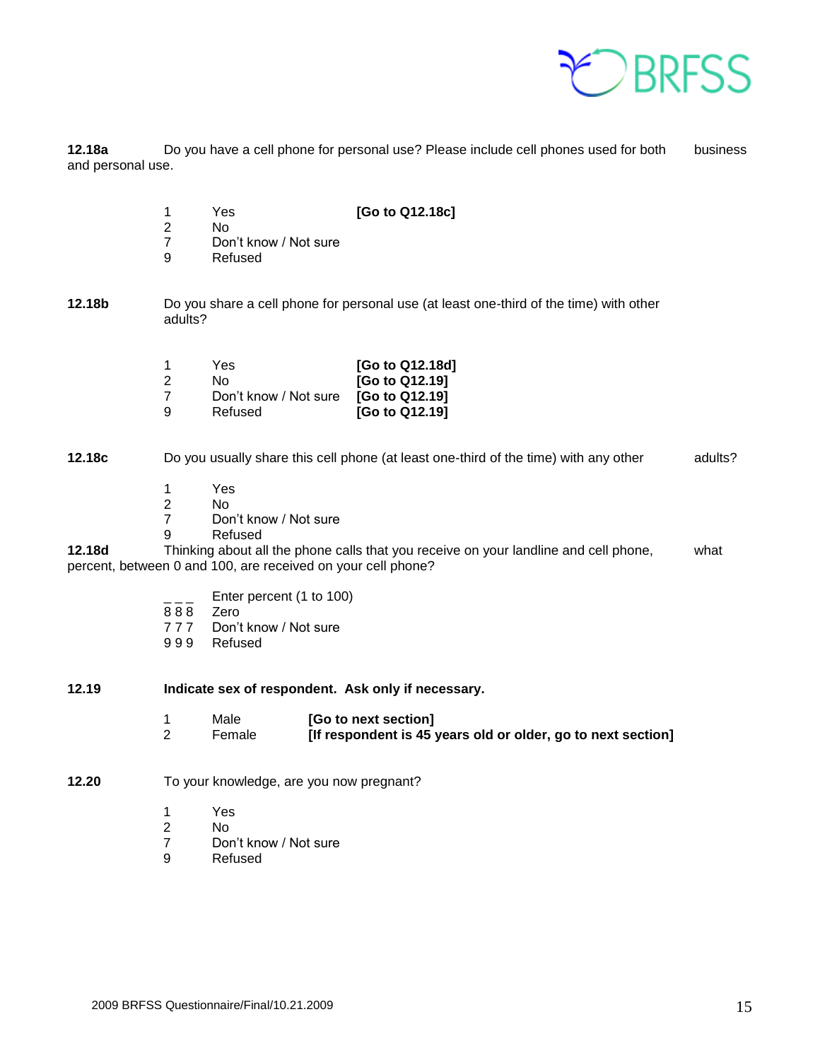**12.18a** Do you have a cell phone for personal use? Please include cell phones used for both business and personal use.

| | | |
|---|---|---|
| 1 | Yes | **[Go to Q12.18c]** |
| 2 | No | |
| 7 | Don't know / Not sure | |
| 9 | Refused | |

**12.18b** Do you share a cell phone for personal use (at least one-third of the time) with other adults?

| | | |
|---|---|---|
| 1 | Yes | **[Go to Q12.18d]** |
| 2 | No | **[Go to Q12.19]** |
| 7 | Don't know / Not sure | **[Go to Q12.19]** |
| 9 | Refused | **[Go to Q12.19]** |

**12.18c** Do you usually share this cell phone (at least one-third of the time) with any other adults?

| | |
|---|---|
| 1 | Yes |
| 2 | No |
| 7 | Don't know / Not sure |
| 9 | Refused |

**12.18d** Thinking about all the phone calls that you receive on your landline and cell phone, what percent, between 0 and 100, are received on your cell phone?

| | |
|---|---|
| _ _ _ | Enter percent (1 to 100) |
| 8 8 8 | Zero |
| 7 7 7 | Don't know / Not sure |
| 9 9 9 | Refused |

**12.19** **Indicate sex of respondent. Ask only if necessary.**

| | | |
|---|---|---|
| 1 | Male | **[Go to next section]** |
| 2 | Female | **[If respondent is 45 years old or older, go to next section]** |

**12.20** To your knowledge, are you now pregnant?

| | |
|---|---|
| 1 | Yes |
| 2 | No |
| 7 | Don't know / Not sure |
| 9 | Refused |

2009 BRFSS Questionnaire/Final/10.21.2009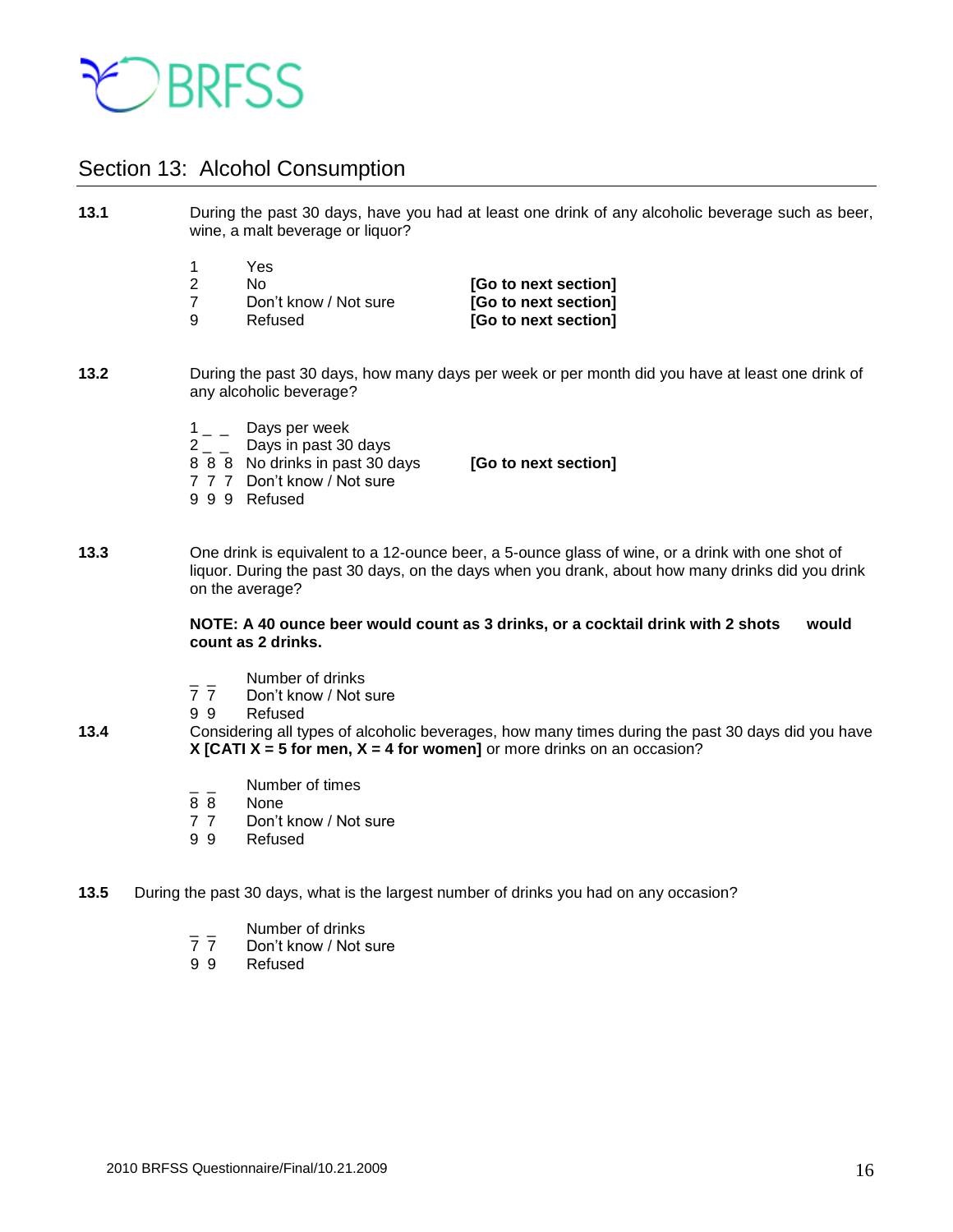## Section 13: Alcohol Consumption

**13.1** During the past 30 days, have you had at least one drink of any alcoholic beverage such as beer, wine, a malt beverage or liquor?

| | | |
|---|---|---|
| 1 | Yes | |
| 2 | No | **[Go to next section]** |
| 7 | Don't know / Not sure | **[Go to next section]** |
| 9 | Refused | **[Go to next section]** |

**13.2** During the past 30 days, how many days per week or per month did you have at least one drink of any alcoholic beverage?

| | | |
|---|---|---|
| 1 _ _ | Days per week | |
| 2 _ _ | Days in past 30 days | |
| 8 8 8 | No drinks in past 30 days | **[Go to next section]** |
| 7 7 7 | Don't know / Not sure | |
| 9 9 9 | Refused | |

**13.3** One drink is equivalent to a 12-ounce beer, a 5-ounce glass of wine, or a drink with one shot of liquor. During the past 30 days, on the days when you drank, about how many drinks did you drink on the average?

**NOTE: A 40 ounce beer would count as 3 drinks, or a cocktail drink with 2 shots would count as 2 drinks.**

| | |
|---|---|
| _ _ | Number of drinks |
| 7 7 | Don't know / Not sure |
| 9 9 | Refused |

**13.4** Considering all types of alcoholic beverages, how many times during the past 30 days did you have **X [CATI X = 5 for men, X = 4 for women]** or more drinks on an occasion?

| | |
|---|---|
| _ _ | Number of times |
| 8 8 | None |
| 7 7 | Don't know / Not sure |
| 9 9 | Refused |

**13.5** During the past 30 days, what is the largest number of drinks you had on any occasion?

| | |
|---|---|
| _ _ | Number of drinks |
| 7 7 | Don't know / Not sure |
| 9 9 | Refused |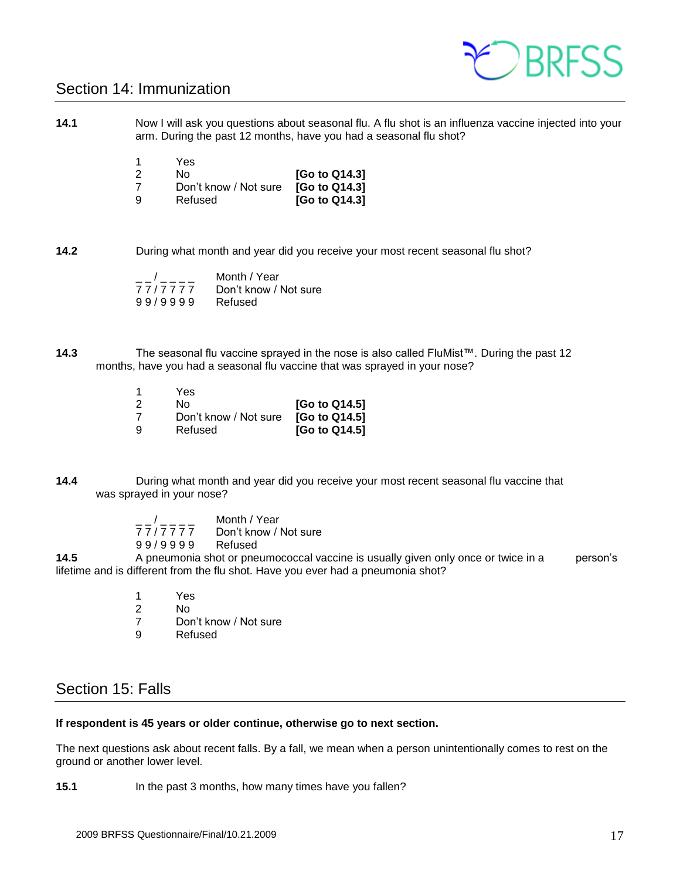## Section 14: Immunization

**14.1** Now I will ask you questions about seasonal flu. A flu shot is an influenza vaccine injected into your arm. During the past 12 months, have you had a seasonal flu shot?

| | | |
|---|---|---|
| 1 | Yes | |
| 2 | No | **[Go to Q14.3]** |
| 7 | Don't know / Not sure | **[Go to Q14.3]** |
| 9 | Refused | **[Go to Q14.3]** |

**14.2** During what month and year did you receive your most recent seasonal flu shot?

| | |
|---|---|
| _ _ / _ _ _ _ | Month / Year |
| 7 7 / 7 7 7 7 | Don't know / Not sure |
| 9 9 / 9 9 9 9 | Refused |

**14.3** The seasonal flu vaccine sprayed in the nose is also called FluMist™. During the past 12 months, have you had a seasonal flu vaccine that was sprayed in your nose?

| | | |
|---|---|---|
| 1 | Yes | |
| 2 | No | **[Go to Q14.5]** |
| 7 | Don't know / Not sure | **[Go to Q14.5]** |
| 9 | Refused | **[Go to Q14.5]** |

**14.4** During what month and year did you receive your most recent seasonal flu vaccine that was sprayed in your nose?

| | |
|---|---|
| _ _ / _ _ _ _ | Month / Year |
| 7 7 / 7 7 7 7 | Don't know / Not sure |
| 9 9 / 9 9 9 9 | Refused |

**14.5** A pneumonia shot or pneumococcal vaccine is usually given only once or twice in a person's lifetime and is different from the flu shot. Have you ever had a pneumonia shot?

| | |
|---|---|
| 1 | Yes |
| 2 | No |
| 7 | Don't know / Not sure |
| 9 | Refused |

## Section 15: Falls

**If respondent is 45 years or older continue, otherwise go to next section.**

The next questions ask about recent falls. By a fall, we mean when a person unintentionally comes to rest on the ground or another lower level.

**15.1** In the past 3 months, how many times have you fallen?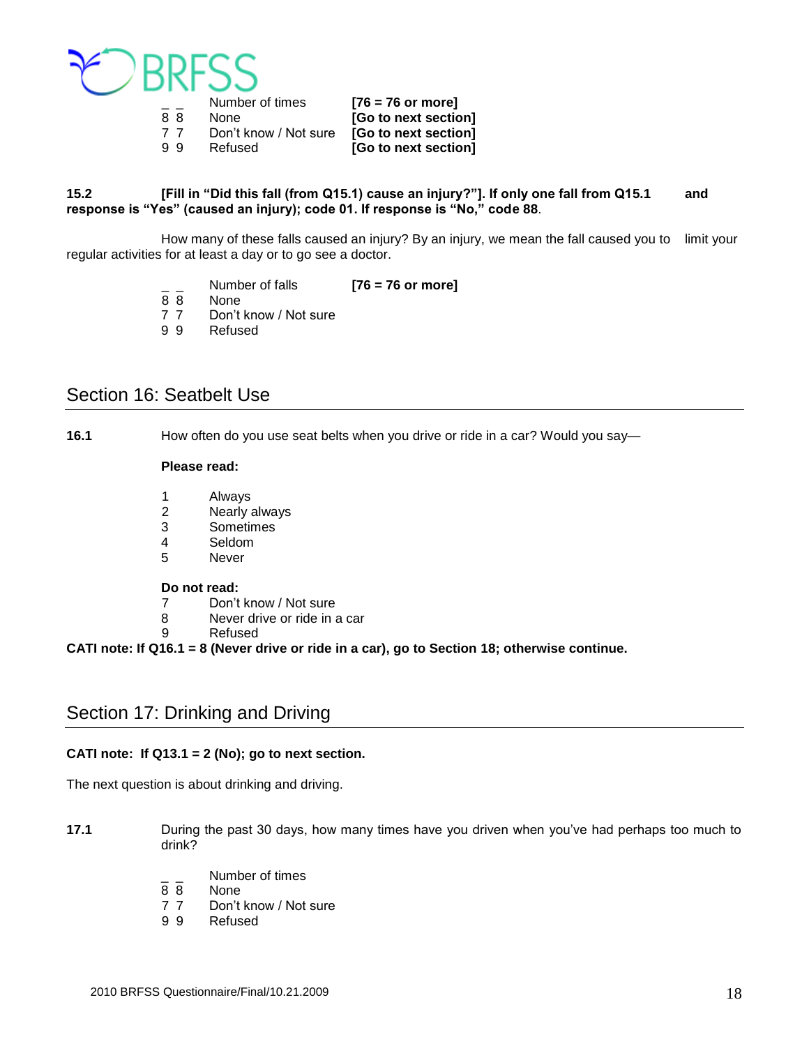| | | |
|---|---|---|
| _ _ | Number of times | **[76 = 76 or more]** |
| 8 8 | None | **[Go to next section]** |
| 7 7 | Don't know / Not sure | **[Go to next section]** |
| 9 9 | Refused | **[Go to next section]** |

**15.2 [Fill in "Did this fall (from Q15.1) cause an injury?"]. If only one fall from Q15.1 and response is "Yes" (caused an injury); code 01. If response is "No," code 88.**

How many of these falls caused an injury? By an injury, we mean the fall caused you to limit your regular activities for at least a day or to go see a doctor.

| | | |
|---|---|---|
| _ _ | Number of falls | **[76 = 76 or more]** |
| 8 8 | None | |
| 7 7 | Don't know / Not sure | |
| 9 9 | Refused | |

## Section 16: Seatbelt Use

**16.1** How often do you use seat belts when you drive or ride in a car? Would you say—

**Please read:**

1 Always
2 Nearly always
3 Sometimes
4 Seldom
5 Never

**Do not read:**

7 Don't know / Not sure
8 Never drive or ride in a car
9 Refused

**CATI note: If Q16.1 = 8 (Never drive or ride in a car), go to Section 18; otherwise continue.**

## Section 17: Drinking and Driving

**CATI note: If Q13.1 = 2 (No); go to next section.**

The next question is about drinking and driving.

**17.1** During the past 30 days, how many times have you driven when you've had perhaps too much to drink?

| | |
|---|---|
| _ _ | Number of times |
| 8 8 | None |
| 7 7 | Don't know / Not sure |
| 9 9 | Refused |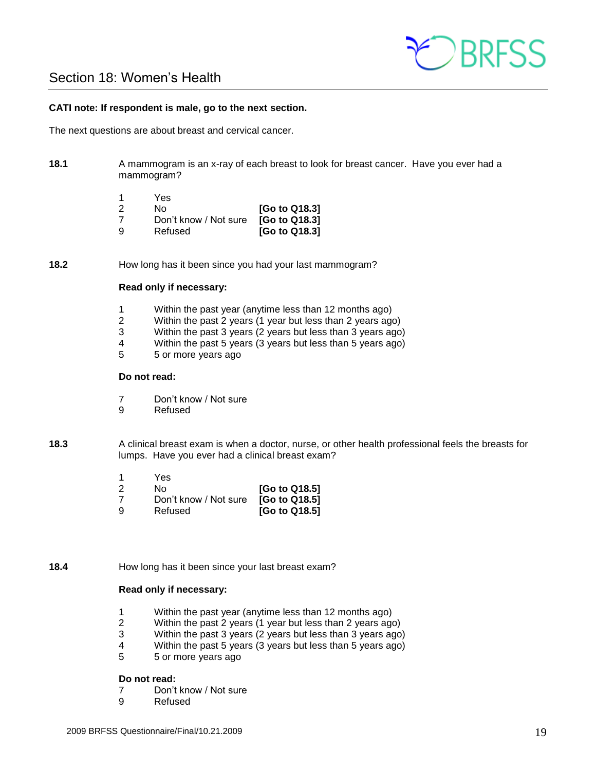## Section 18: Women's Health

**CATI note: If respondent is male, go to the next section.**

The next questions are about breast and cervical cancer.

**18.1** A mammogram is an x-ray of each breast to look for breast cancer. Have you ever had a mammogram?

| | | |
|---|---|---|
| 1 | Yes | |
| 2 | No | **[Go to Q18.3]** |
| 7 | Don't know / Not sure | **[Go to Q18.3]** |
| 9 | Refused | **[Go to Q18.3]** |

**18.2** How long has it been since you had your last mammogram?

**Read only if necessary:**

1 Within the past year (anytime less than 12 months ago)
2 Within the past 2 years (1 year but less than 2 years ago)
3 Within the past 3 years (2 years but less than 3 years ago)
4 Within the past 5 years (3 years but less than 5 years ago)
5 5 or more years ago

**Do not read:**

7 Don't know / Not sure
9 Refused

**18.3** A clinical breast exam is when a doctor, nurse, or other health professional feels the breasts for lumps. Have you ever had a clinical breast exam?

| | | |
|---|---|---|
| 1 | Yes | |
| 2 | No | **[Go to Q18.5]** |
| 7 | Don't know / Not sure | **[Go to Q18.5]** |
| 9 | Refused | **[Go to Q18.5]** |

**18.4** How long has it been since your last breast exam?

**Read only if necessary:**

1 Within the past year (anytime less than 12 months ago)
2 Within the past 2 years (1 year but less than 2 years ago)
3 Within the past 3 years (2 years but less than 3 years ago)
4 Within the past 5 years (3 years but less than 5 years ago)
5 5 or more years ago

**Do not read:**

7 Don't know / Not sure
9 Refused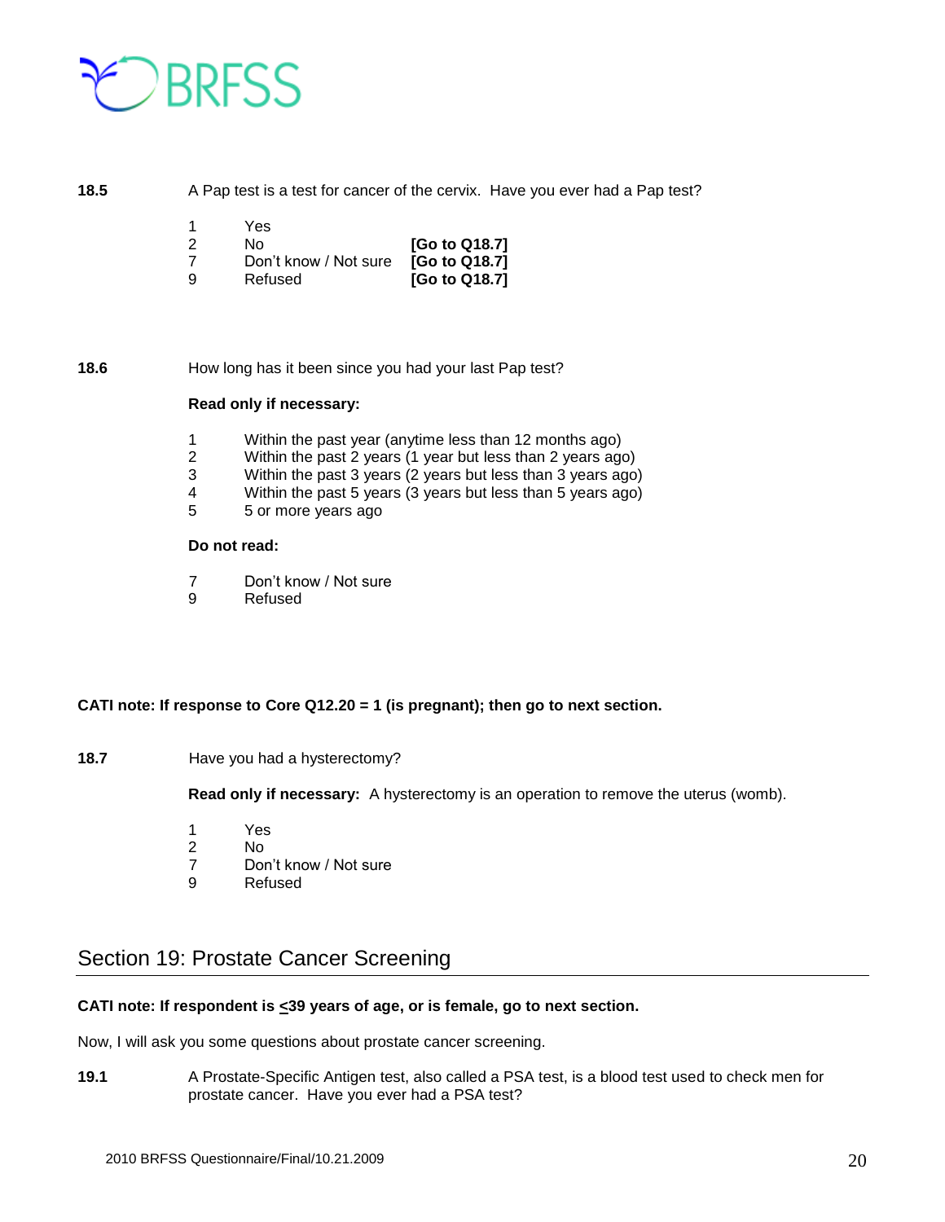**18.5** A Pap test is a test for cancer of the cervix. Have you ever had a Pap test?

1 Yes
2 No **[Go to Q18.7]**
7 Don't know / Not sure **[Go to Q18.7]**
9 Refused **[Go to Q18.7]**

**18.6** How long has it been since you had your last Pap test?

**Read only if necessary:**

1 Within the past year (anytime less than 12 months ago)
2 Within the past 2 years (1 year but less than 2 years ago)
3 Within the past 3 years (2 years but less than 3 years ago)
4 Within the past 5 years (3 years but less than 5 years ago)
5 5 or more years ago

**Do not read:**

7 Don't know / Not sure
9 Refused

**CATI note: If response to Core Q12.20 = 1 (is pregnant); then go to next section.**

**18.7** Have you had a hysterectomy?

**Read only if necessary:** A hysterectomy is an operation to remove the uterus (womb).

1 Yes
2 No
7 Don't know / Not sure
9 Refused

## Section 19: Prostate Cancer Screening

**CATI note: If respondent is ≤39 years of age, or is female, go to next section.**

Now, I will ask you some questions about prostate cancer screening.

**19.1** A Prostate-Specific Antigen test, also called a PSA test, is a blood test used to check men for prostate cancer. Have you ever had a PSA test?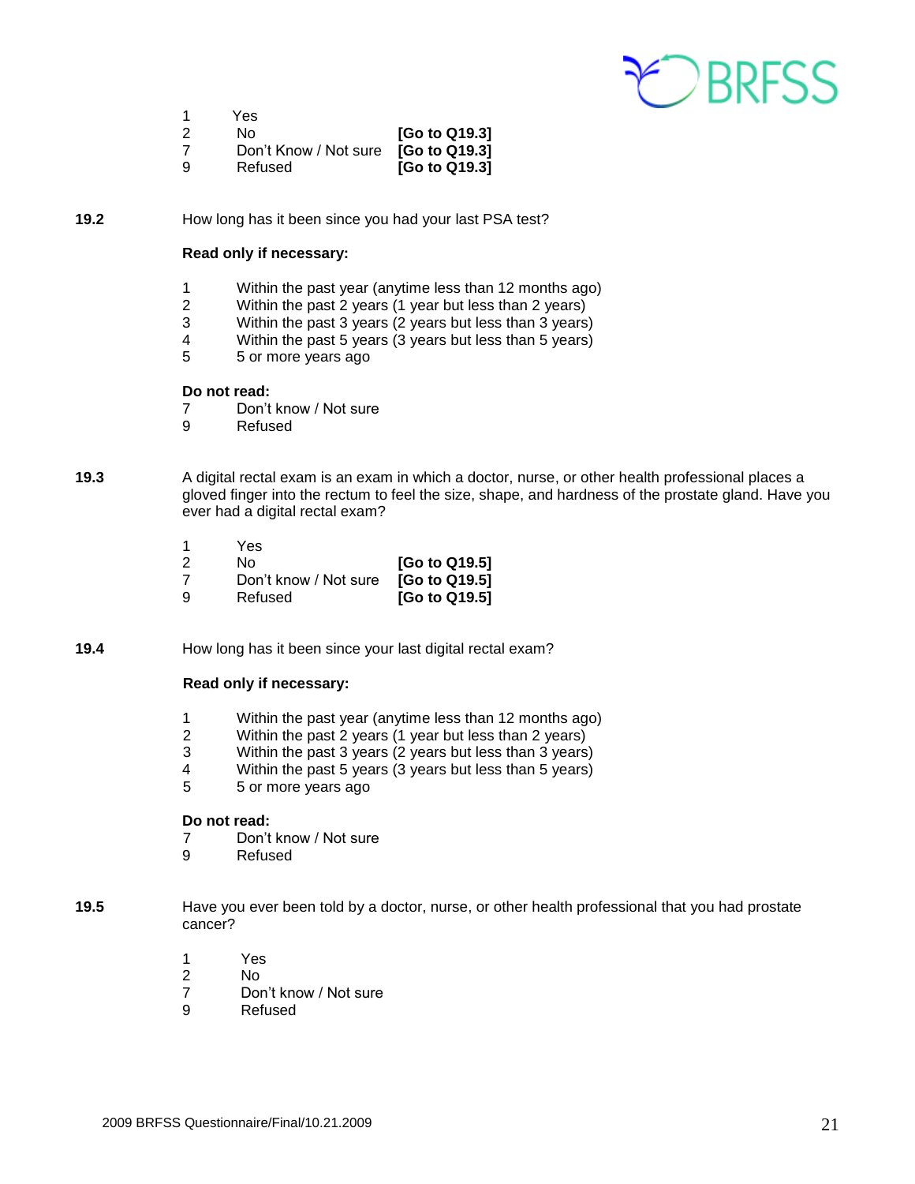1 Yes
2 No **[Go to Q19.3]**
7 Don't Know / Not sure **[Go to Q19.3]**
9 Refused **[Go to Q19.3]**

**19.2** How long has it been since you had your last PSA test?

**Read only if necessary:**

1 Within the past year (anytime less than 12 months ago)
2 Within the past 2 years (1 year but less than 2 years)
3 Within the past 3 years (2 years but less than 3 years)
4 Within the past 5 years (3 years but less than 5 years)
5 5 or more years ago

**Do not read:**
7 Don't know / Not sure
9 Refused

**19.3** A digital rectal exam is an exam in which a doctor, nurse, or other health professional places a gloved finger into the rectum to feel the size, shape, and hardness of the prostate gland. Have you ever had a digital rectal exam?

1 Yes
2 No **[Go to Q19.5]**
7 Don't know / Not sure **[Go to Q19.5]**
9 Refused **[Go to Q19.5]**

**19.4** How long has it been since your last digital rectal exam?

**Read only if necessary:**

1 Within the past year (anytime less than 12 months ago)
2 Within the past 2 years (1 year but less than 2 years)
3 Within the past 3 years (2 years but less than 3 years)
4 Within the past 5 years (3 years but less than 5 years)
5 5 or more years ago

**Do not read:**
7 Don't know / Not sure
9 Refused

**19.5** Have you ever been told by a doctor, nurse, or other health professional that you had prostate cancer?

1 Yes
2 No
7 Don't know / Not sure
9 Refused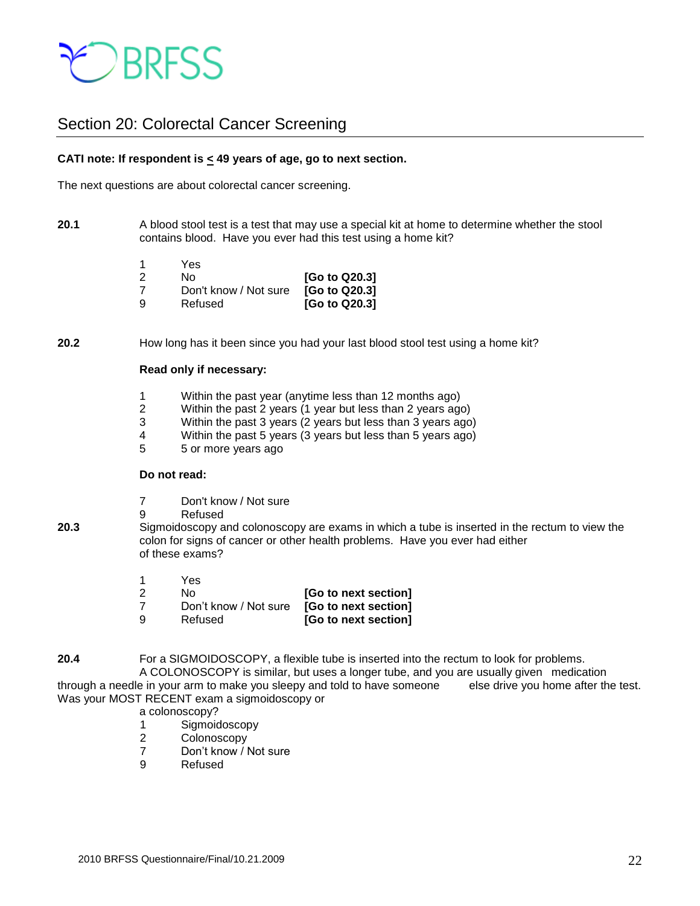BRFSS

## Section 20: Colorectal Cancer Screening

**CATI note: If respondent is ≤ 49 years of age, go to next section.**

The next questions are about colorectal cancer screening.

**20.1** A blood stool test is a test that may use a special kit at home to determine whether the stool contains blood. Have you ever had this test using a home kit?

1 Yes
2 No **[Go to Q20.3]**
7 Don't know / Not sure **[Go to Q20.3]**
9 Refused **[Go to Q20.3]**

**20.2** How long has it been since you had your last blood stool test using a home kit?

**Read only if necessary:**

1 Within the past year (anytime less than 12 months ago)
2 Within the past 2 years (1 year but less than 2 years ago)
3 Within the past 3 years (2 years but less than 3 years ago)
4 Within the past 5 years (3 years but less than 5 years ago)
5 5 or more years ago

**Do not read:**

7 Don't know / Not sure
9 Refused

**20.3** Sigmoidoscopy and colonoscopy are exams in which a tube is inserted in the rectum to view the colon for signs of cancer or other health problems. Have you ever had either of these exams?

1 Yes
2 No **[Go to next section]**
7 Don't know / Not sure **[Go to next section]**
9 Refused **[Go to next section]**

**20.4** For a SIGMOIDOSCOPY, a flexible tube is inserted into the rectum to look for problems. A COLONOSCOPY is similar, but uses a longer tube, and you are usually given medication through a needle in your arm to make you sleepy and told to have someone else drive you home after the test. Was your MOST RECENT exam a sigmoidoscopy or a colonoscopy?

1 Sigmoidoscopy
2 Colonoscopy
7 Don't know / Not sure
9 Refused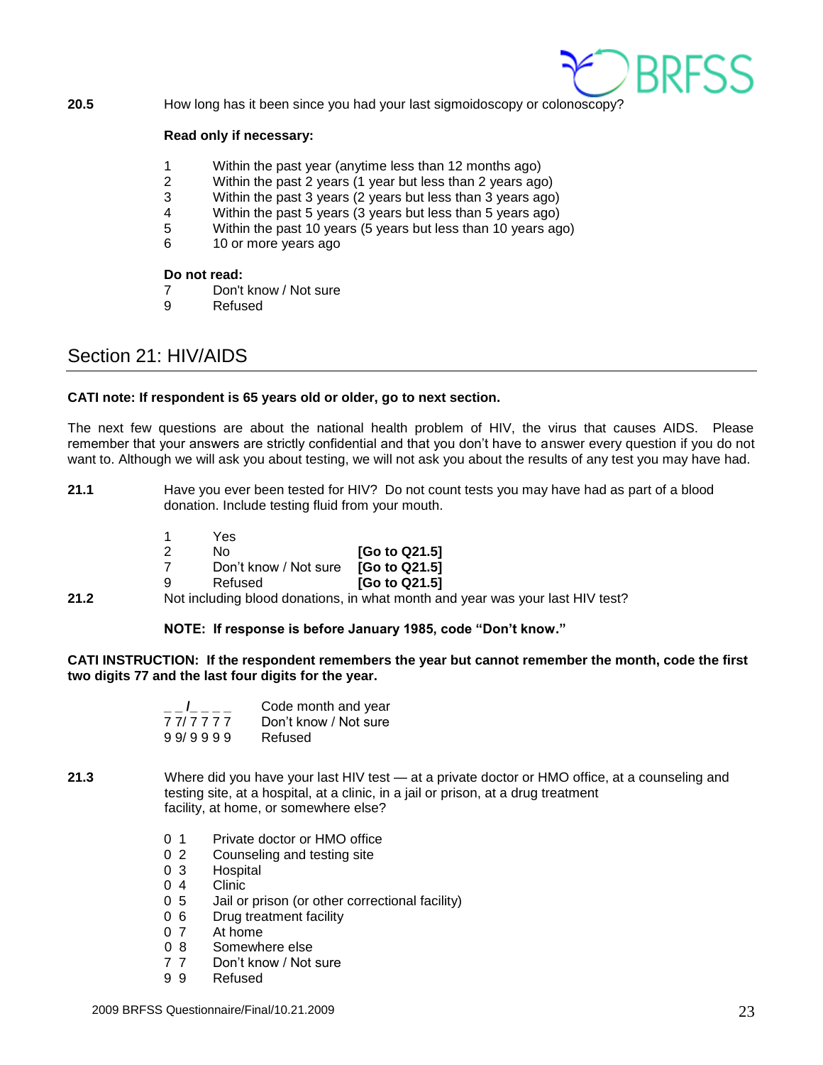**20.5** How long has it been since you had your last sigmoidoscopy or colonoscopy?

**Read only if necessary:**

1 Within the past year (anytime less than 12 months ago)
2 Within the past 2 years (1 year but less than 2 years ago)
3 Within the past 3 years (2 years but less than 3 years ago)
4 Within the past 5 years (3 years but less than 5 years ago)
5 Within the past 10 years (5 years but less than 10 years ago)
6 10 or more years ago

**Do not read:**
7 Don't know / Not sure
9 Refused

## Section 21: HIV/AIDS

**CATI note: If respondent is 65 years old or older, go to next section.**

The next few questions are about the national health problem of HIV, the virus that causes AIDS. Please remember that your answers are strictly confidential and that you don't have to answer every question if you do not want to. Although we will ask you about testing, we will not ask you about the results of any test you may have had.

**21.1** Have you ever been tested for HIV? Do not count tests you may have had as part of a blood donation. Include testing fluid from your mouth.

1 Yes
2 No **[Go to Q21.5]**
7 Don't know / Not sure **[Go to Q21.5]**
9 Refused **[Go to Q21.5]**

**21.2** Not including blood donations, in what month and year was your last HIV test?

**NOTE: If response is before January 1985, code "Don't know."**

**CATI INSTRUCTION: If the respondent remembers the year but cannot remember the month, code the first two digits 77 and the last four digits for the year.**

_ _ /_ _ _ _ Code month and year
7 7/ 7 7 7 7 Don't know / Not sure
9 9/ 9 9 9 9 Refused

**21.3** Where did you have your last HIV test — at a private doctor or HMO office, at a counseling and testing site, at a hospital, at a clinic, in a jail or prison, at a drug treatment facility, at home, or somewhere else?

0 1 Private doctor or HMO office
0 2 Counseling and testing site
0 3 Hospital
0 4 Clinic
0 5 Jail or prison (or other correctional facility)
0 6 Drug treatment facility
0 7 At home
0 8 Somewhere else
7 7 Don't know / Not sure
9 9 Refused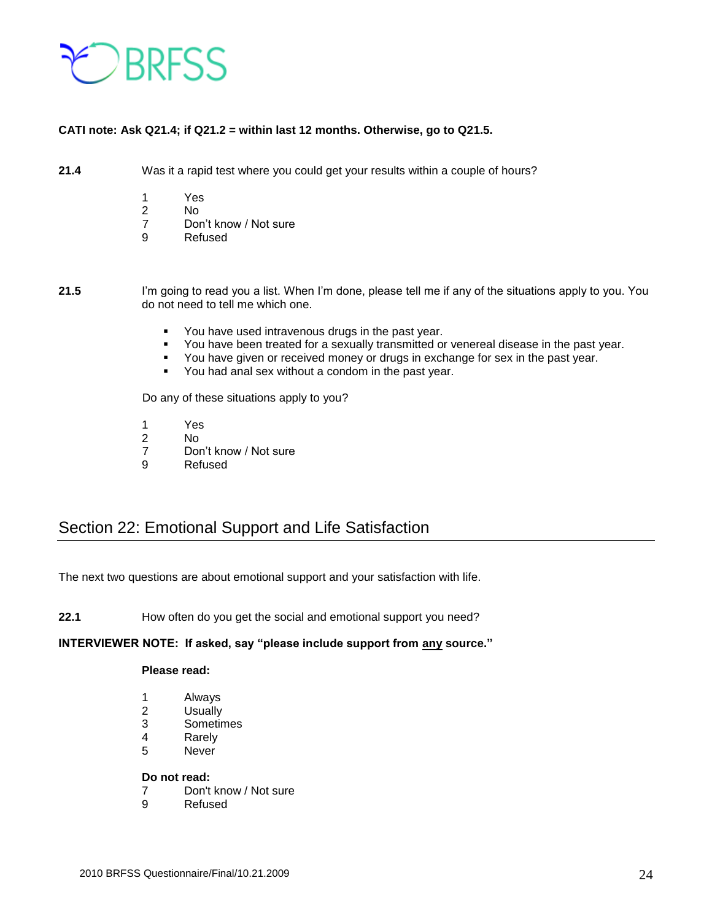**CATI note: Ask Q21.4; if Q21.2 = within last 12 months. Otherwise, go to Q21.5.**

**21.4** Was it a rapid test where you could get your results within a couple of hours?

1 Yes
2 No
7 Don't know / Not sure
9 Refused

**21.5** I'm going to read you a list. When I'm done, please tell me if any of the situations apply to you. You do not need to tell me which one.

- You have used intravenous drugs in the past year.
- You have been treated for a sexually transmitted or venereal disease in the past year.
- You have given or received money or drugs in exchange for sex in the past year.
- You had anal sex without a condom in the past year.

Do any of these situations apply to you?

1 Yes
2 No
7 Don't know / Not sure
9 Refused

## Section 22: Emotional Support and Life Satisfaction

The next two questions are about emotional support and your satisfaction with life.

**22.1** How often do you get the social and emotional support you need?

**INTERVIEWER NOTE: If asked, say "please include support from any source."**

**Please read:**

1 Always
2 Usually
3 Sometimes
4 Rarely
5 Never

**Do not read:**
7 Don't know / Not sure
9 Refused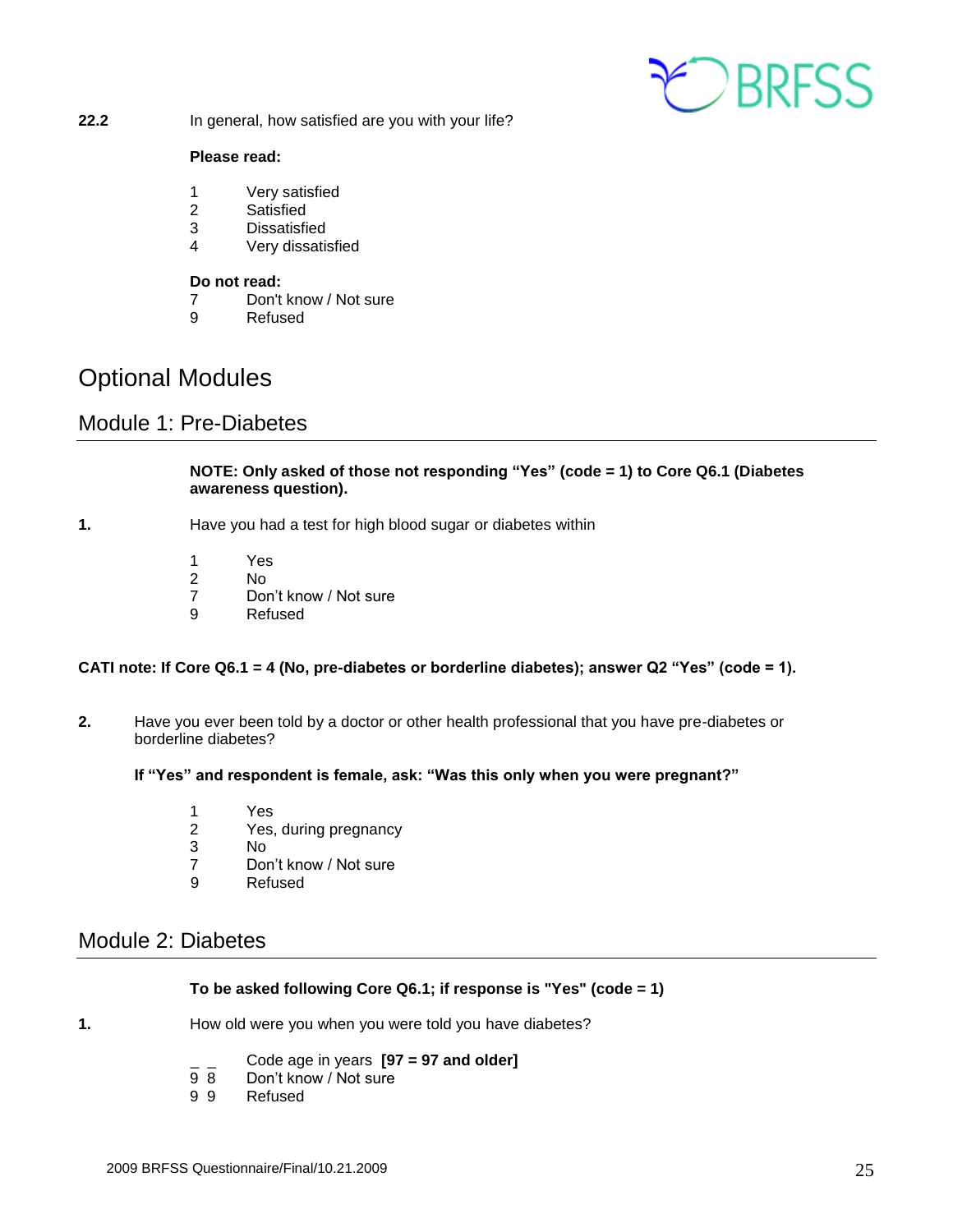**22.2** In general, how satisfied are you with your life?

**Please read:**

1 Very satisfied
2 Satisfied
3 Dissatisfied
4 Very dissatisfied

**Do not read:**
7 Don't know / Not sure
9 Refused

# Optional Modules

## Module 1: Pre-Diabetes

**NOTE: Only asked of those not responding "Yes" (code = 1) to Core Q6.1 (Diabetes awareness question).**

**1.** Have you had a test for high blood sugar or diabetes within

1 Yes
2 No
7 Don't know / Not sure
9 Refused

**CATI note: If Core Q6.1 = 4 (No, pre-diabetes or borderline diabetes); answer Q2 "Yes" (code = 1).**

**2.** Have you ever been told by a doctor or other health professional that you have pre-diabetes or borderline diabetes?

**If "Yes" and respondent is female, ask: "Was this only when you were pregnant?"**

1 Yes
2 Yes, during pregnancy
3 No
7 Don't know / Not sure
9 Refused

## Module 2: Diabetes

**To be asked following Core Q6.1; if response is "Yes" (code = 1)**

**1.** How old were you when you were told you have diabetes?

_ _ Code age in years **[97 = 97 and older]**
9 8 Don't know / Not sure
9 9 Refused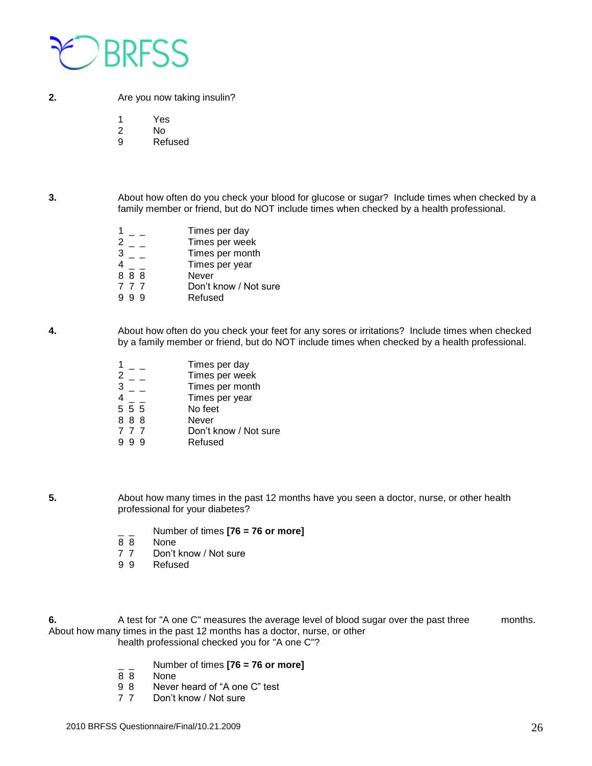**2.** Are you now taking insulin?

1 Yes
2 No
9 Refused

**3.** About how often do you check your blood for glucose or sugar? Include times when checked by a family member or friend, but do NOT include times when checked by a health professional.

1 _ _ Times per day
2 _ _ Times per week
3 _ _ Times per month
4 _ _ Times per year
8 8 8 Never
7 7 7 Don't know / Not sure
9 9 9 Refused

**4.** About how often do you check your feet for any sores or irritations? Include times when checked by a family member or friend, but do NOT include times when checked by a health professional.

1 _ _ Times per day
2 _ _ Times per week
3 _ _ Times per month
4 _ _ Times per year
5 5 5 No feet
8 8 8 Never
7 7 7 Don't know / Not sure
9 9 9 Refused

**5.** About how many times in the past 12 months have you seen a doctor, nurse, or other health professional for your diabetes?

_ _ Number of times **[76 = 76 or more]**
8 8 None
7 7 Don't know / Not sure
9 9 Refused

**6.** A test for "A one C" measures the average level of blood sugar over the past three months. About how many times in the past 12 months has a doctor, nurse, or other health professional checked you for "A one C"?

_ _ Number of times **[76 = 76 or more]**
8 8 None
9 8 Never heard of "A one C" test
7 7 Don't know / Not sure

2010 BRFSS Questionnaire/Final/10.21.2009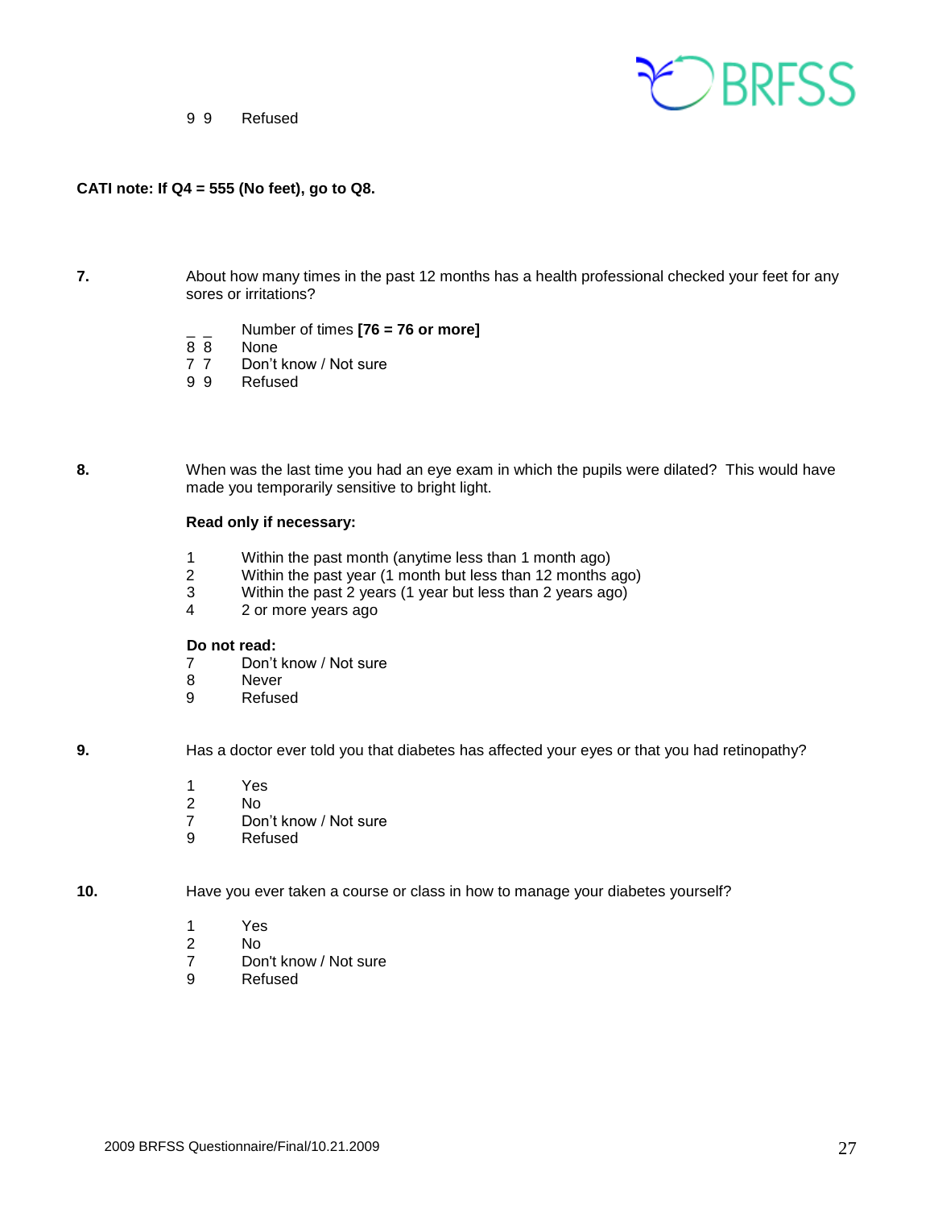9 9 Refused

**CATI note: If Q4 = 555 (No feet), go to Q8.**

**7.** About how many times in the past 12 months has a health professional checked your feet for any sores or irritations?

_ _ Number of times **[76 = 76 or more]**
8 8 None
7 7 Don't know / Not sure
9 9 Refused

**8.** When was the last time you had an eye exam in which the pupils were dilated? This would have made you temporarily sensitive to bright light.

**Read only if necessary:**

1 Within the past month (anytime less than 1 month ago)
2 Within the past year (1 month but less than 12 months ago)
3 Within the past 2 years (1 year but less than 2 years ago)
4 2 or more years ago

**Do not read:**
7 Don't know / Not sure
8 Never
9 Refused

**9.** Has a doctor ever told you that diabetes has affected your eyes or that you had retinopathy?

1 Yes
2 No
7 Don't know / Not sure
9 Refused

**10.** Have you ever taken a course or class in how to manage your diabetes yourself?

1 Yes
2 No
7 Don't know / Not sure
9 Refused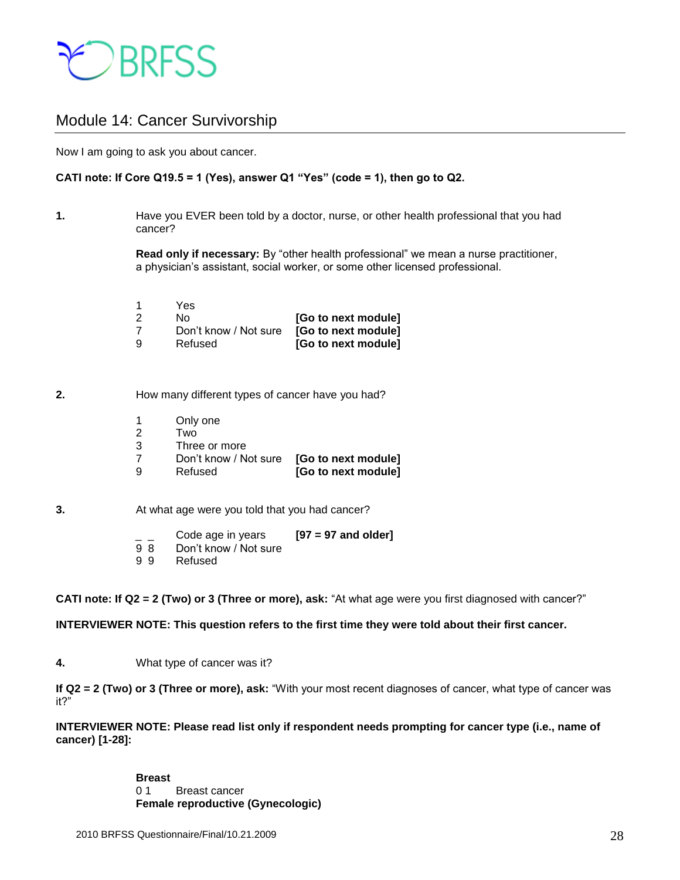BRFSS

## Module 14: Cancer Survivorship

Now I am going to ask you about cancer.

**CATI note: If Core Q19.5 = 1 (Yes), answer Q1 "Yes" (code = 1), then go to Q2.**

**1.** Have you EVER been told by a doctor, nurse, or other health professional that you had cancer?

**Read only if necessary:** By "other health professional" we mean a nurse practitioner, a physician's assistant, social worker, or some other licensed professional.

| | | |
|---|---|---|
| 1 | Yes | |
| 2 | No | **[Go to next module]** |
| 7 | Don't know / Not sure | **[Go to next module]** |
| 9 | Refused | **[Go to next module]** |

**2.** How many different types of cancer have you had?

| | | |
|---|---|---|
| 1 | Only one | |
| 2 | Two | |
| 3 | Three or more | |
| 7 | Don't know / Not sure | **[Go to next module]** |
| 9 | Refused | **[Go to next module]** |

**3.** At what age were you told that you had cancer?

| | | |
|---|---|---|
| _ _ | Code age in years | **[97 = 97 and older]** |
| 9 8 | Don't know / Not sure | |
| 9 9 | Refused | |

**CATI note: If Q2 = 2 (Two) or 3 (Three or more), ask:** "At what age were you first diagnosed with cancer?"

**INTERVIEWER NOTE: This question refers to the first time they were told about their first cancer.**

**4.** What type of cancer was it?

**If Q2 = 2 (Two) or 3 (Three or more), ask:** "With your most recent diagnoses of cancer, what type of cancer was it?"

**INTERVIEWER NOTE: Please read list only if respondent needs prompting for cancer type (i.e., name of cancer) [1-28]:**

**Breast**

0 1 Breast cancer

**Female reproductive (Gynecologic)**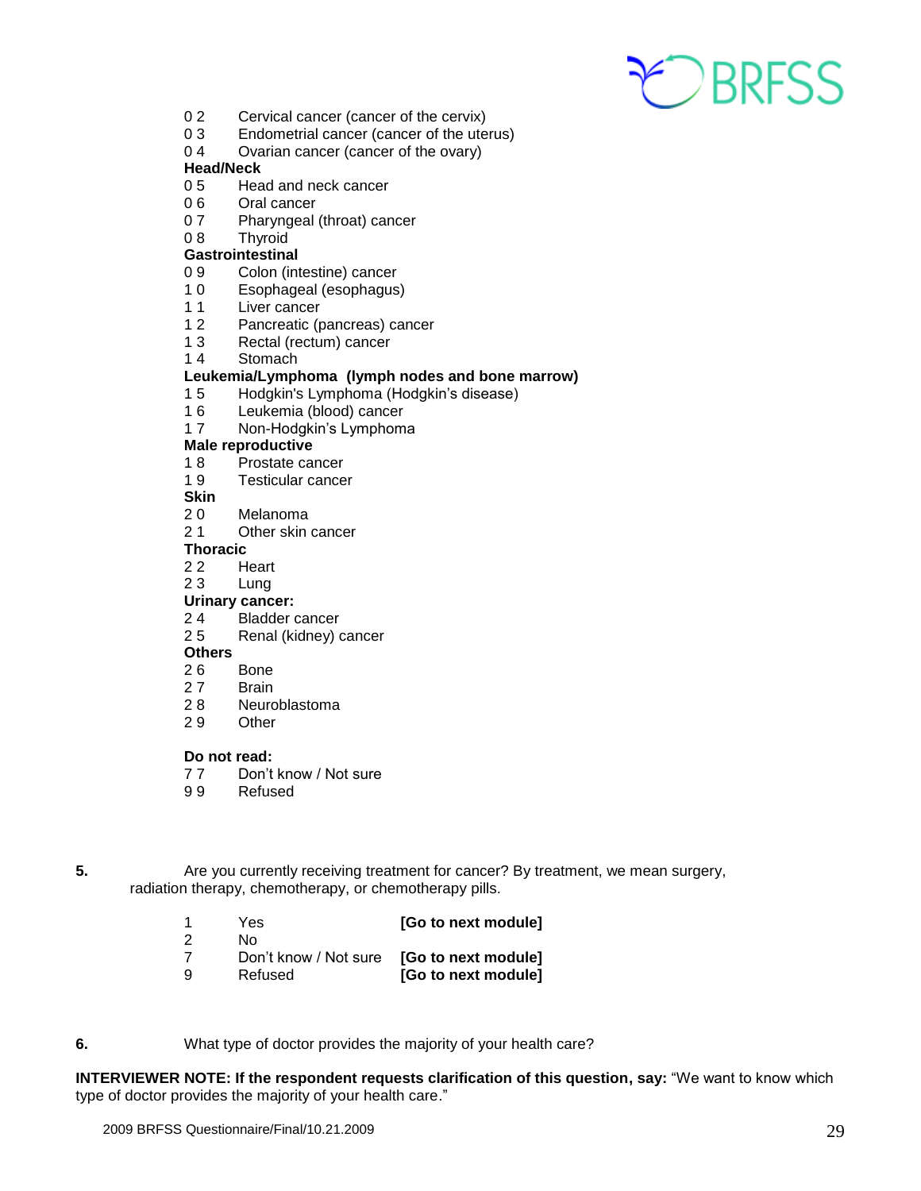0 2 Cervical cancer (cancer of the cervix)
0 3 Endometrial cancer (cancer of the uterus)
0 4 Ovarian cancer (cancer of the ovary)

**Head/Neck**
0 5 Head and neck cancer
0 6 Oral cancer
0 7 Pharyngeal (throat) cancer
0 8 Thyroid

**Gastrointestinal**
0 9 Colon (intestine) cancer
1 0 Esophageal (esophagus)
1 1 Liver cancer
1 2 Pancreatic (pancreas) cancer
1 3 Rectal (rectum) cancer
1 4 Stomach

**Leukemia/Lymphoma (lymph nodes and bone marrow)**
1 5 Hodgkin's Lymphoma (Hodgkin's disease)
1 6 Leukemia (blood) cancer
1 7 Non-Hodgkin's Lymphoma

**Male reproductive**
1 8 Prostate cancer
1 9 Testicular cancer

**Skin**
2 0 Melanoma
2 1 Other skin cancer

**Thoracic**
2 2 Heart
2 3 Lung

**Urinary cancer:**
2 4 Bladder cancer
2 5 Renal (kidney) cancer

**Others**
2 6 Bone
2 7 Brain
2 8 Neuroblastoma
2 9 Other

**Do not read:**
7 7 Don't know / Not sure
9 9 Refused

**5.** Are you currently receiving treatment for cancer? By treatment, we mean surgery, radiation therapy, chemotherapy, or chemotherapy pills.

1 Yes **[Go to next module]**
2 No
7 Don't know / Not sure **[Go to next module]**
9 Refused **[Go to next module]**

**6.** What type of doctor provides the majority of your health care?

**INTERVIEWER NOTE: If the respondent requests clarification of this question, say:** "We want to know which type of doctor provides the majority of your health care."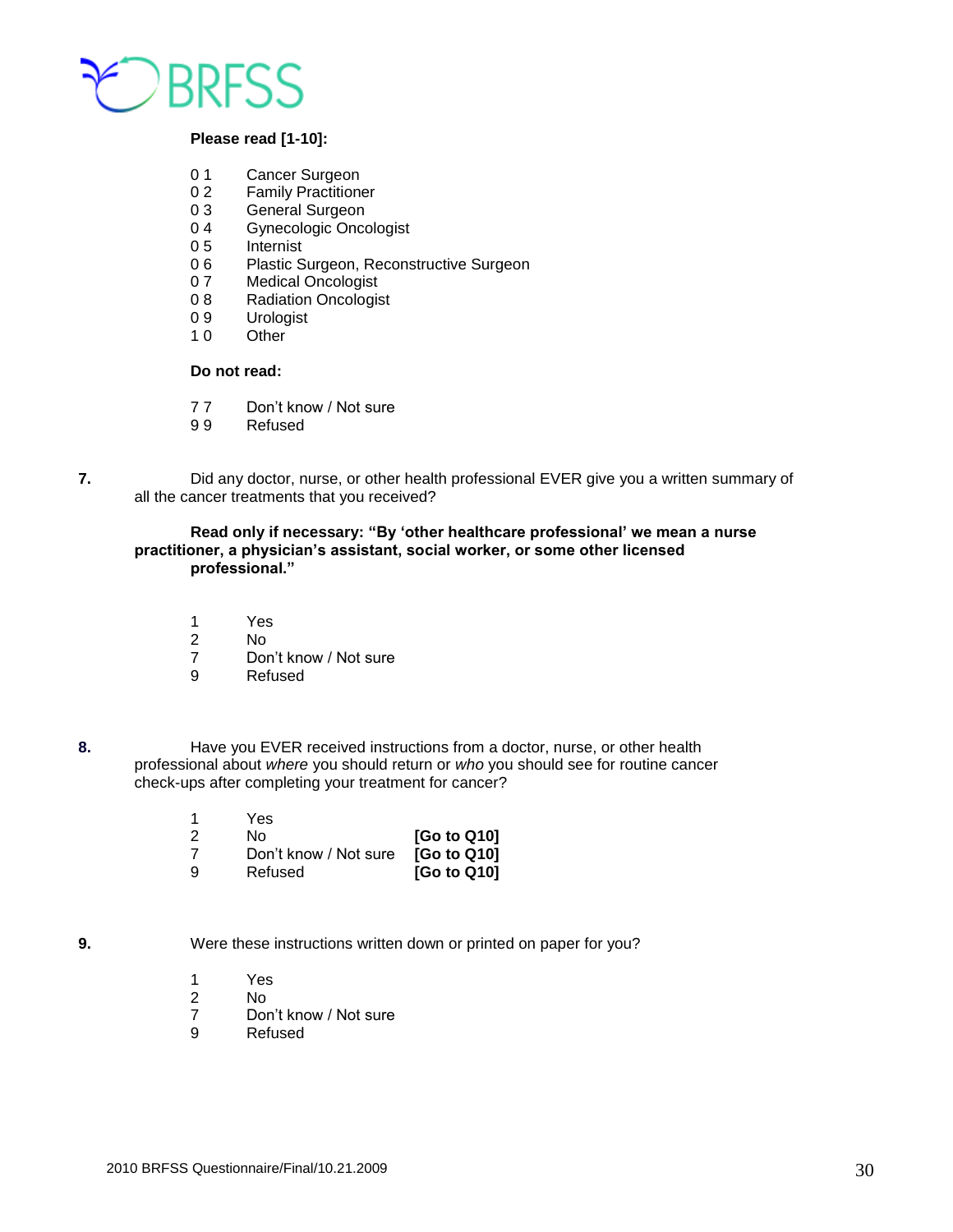**Please read [1-10]:**

| | |
|---|---|
| 0 1 | Cancer Surgeon |
| 0 2 | Family Practitioner |
| 0 3 | General Surgeon |
| 0 4 | Gynecologic Oncologist |
| 0 5 | Internist |
| 0 6 | Plastic Surgeon, Reconstructive Surgeon |
| 0 7 | Medical Oncologist |
| 0 8 | Radiation Oncologist |
| 0 9 | Urologist |
| 1 0 | Other |

**Do not read:**

| | |
|---|---|
| 7 7 | Don't know / Not sure |
| 9 9 | Refused |

**7.** Did any doctor, nurse, or other health professional EVER give you a written summary of all the cancer treatments that you received?

**Read only if necessary: "By 'other healthcare professional' we mean a nurse practitioner, a physician's assistant, social worker, or some other licensed professional."**

| | |
|---|---|
| 1 | Yes |
| 2 | No |
| 7 | Don't know / Not sure |
| 9 | Refused |

**8.** Have you EVER received instructions from a doctor, nurse, or other health professional about *where* you should return or *who* you should see for routine cancer check-ups after completing your treatment for cancer?

| | | |
|---|---|---|
| 1 | Yes | |
| 2 | No | **[Go to Q10]** |
| 7 | Don't know / Not sure | **[Go to Q10]** |
| 9 | Refused | **[Go to Q10]** |

**9.** Were these instructions written down or printed on paper for you?

| | |
|---|---|
| 1 | Yes |
| 2 | No |
| 7 | Don't know / Not sure |
| 9 | Refused |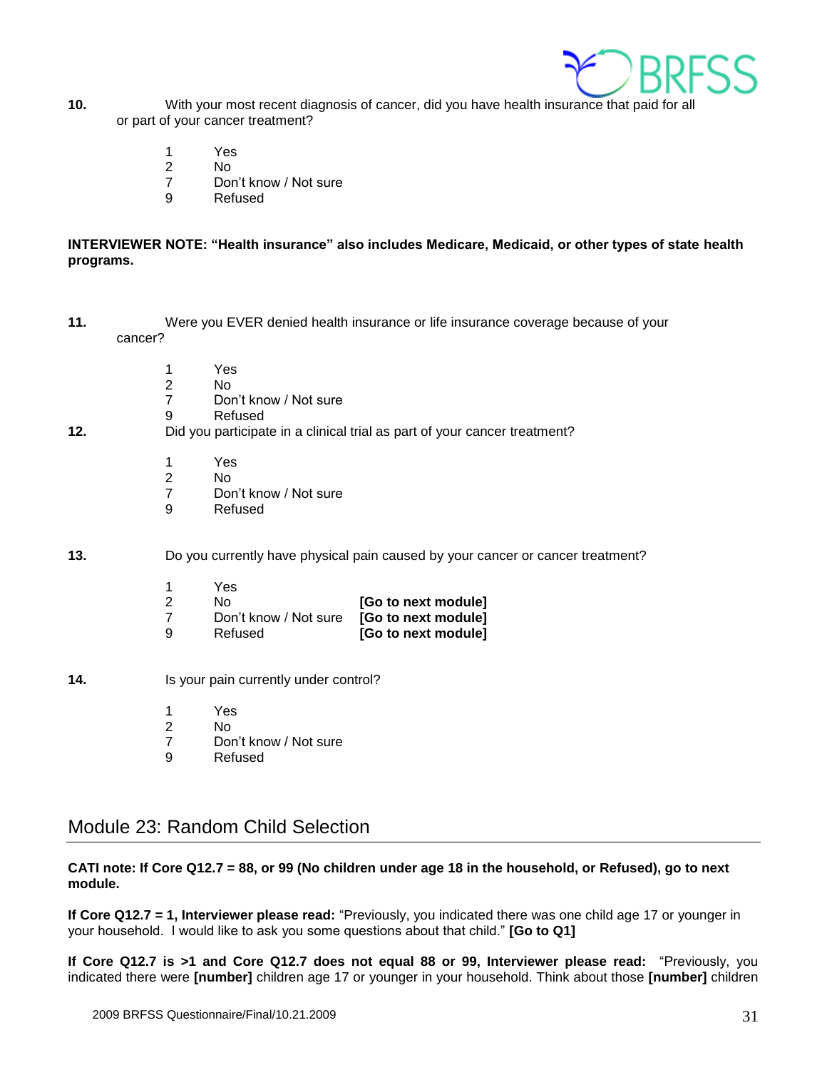**10.** With your most recent diagnosis of cancer, did you have health insurance that paid for all or part of your cancer treatment?

1 Yes
2 No
7 Don't know / Not sure
9 Refused

**INTERVIEWER NOTE: "Health insurance" also includes Medicare, Medicaid, or other types of state health programs.**

**11.** Were you EVER denied health insurance or life insurance coverage because of your cancer?

1 Yes
2 No
7 Don't know / Not sure
9 Refused

**12.** Did you participate in a clinical trial as part of your cancer treatment?

1 Yes
2 No
7 Don't know / Not sure
9 Refused

**13.** Do you currently have physical pain caused by your cancer or cancer treatment?

1 Yes
2 No **[Go to next module]**
7 Don't know / Not sure **[Go to next module]**
9 Refused **[Go to next module]**

**14.** Is your pain currently under control?

1 Yes
2 No
7 Don't know / Not sure
9 Refused

## Module 23: Random Child Selection

**CATI note: If Core Q12.7 = 88, or 99 (No children under age 18 in the household, or Refused), go to next module.**

**If Core Q12.7 = 1, Interviewer please read:** "Previously, you indicated there was one child age 17 or younger in your household. I would like to ask you some questions about that child." **[Go to Q1]**

**If Core Q12.7 is >1 and Core Q12.7 does not equal 88 or 99, Interviewer please read:** "Previously, you indicated there were **[number]** children age 17 or younger in your household. Think about those **[number]** children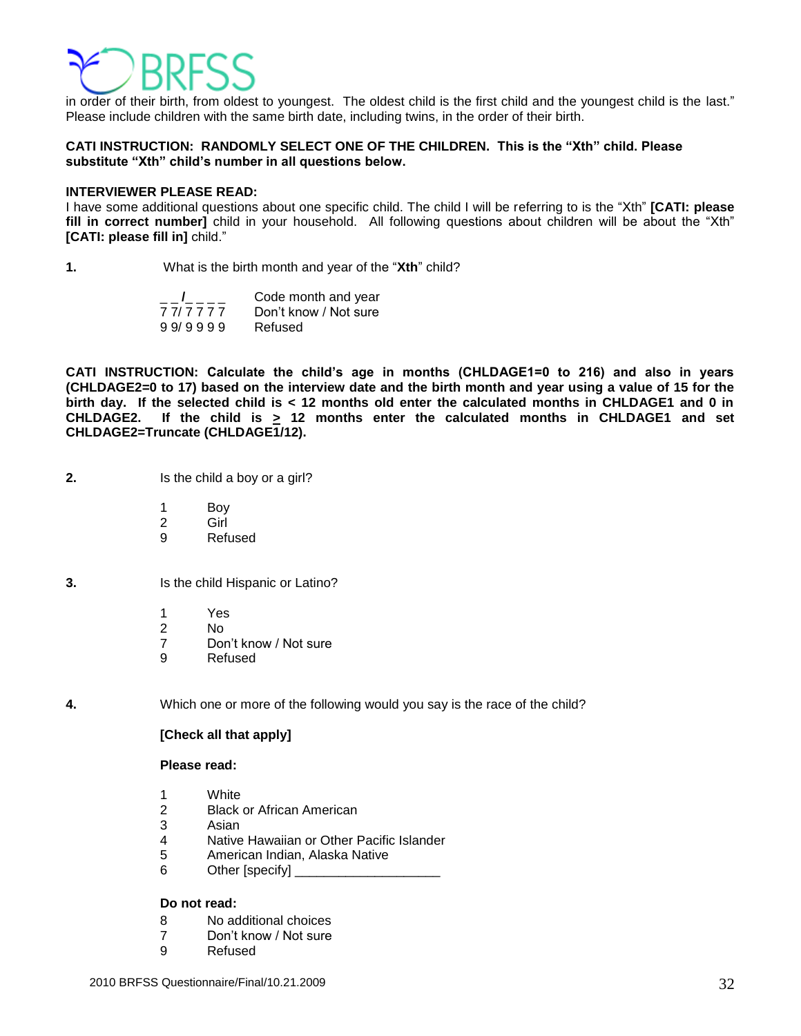in order of their birth, from oldest to youngest. The oldest child is the first child and the youngest child is the last." Please include children with the same birth date, including twins, in the order of their birth.

**CATI INSTRUCTION: RANDOMLY SELECT ONE OF THE CHILDREN. This is the "Xth" child. Please substitute "Xth" child's number in all questions below.**

**INTERVIEWER PLEASE READ:**
I have some additional questions about one specific child. The child I will be referring to is the "Xth" **[CATI: please fill in correct number]** child in your household. All following questions about children will be about the "Xth" **[CATI: please fill in]** child."

**1.** What is the birth month and year of the "**Xth**" child?

_ _/_ _ _ _ Code month and year
7 7/ 7 7 7 7 Don't know / Not sure
9 9/ 9 9 9 9 Refused

**CATI INSTRUCTION: Calculate the child's age in months (CHLDAGE1=0 to 216) and also in years (CHLDAGE2=0 to 17) based on the interview date and the birth month and year using a value of 15 for the birth day. If the selected child is < 12 months old enter the calculated months in CHLDAGE1 and 0 in CHLDAGE2. If the child is ≥ 12 months enter the calculated months in CHLDAGE1 and set CHLDAGE2=Truncate (CHLDAGE1/12).**

**2.** Is the child a boy or a girl?

1 Boy
2 Girl
9 Refused

**3.** Is the child Hispanic or Latino?

1 Yes
2 No
7 Don't know / Not sure
9 Refused

**4.** Which one or more of the following would you say is the race of the child?

**[Check all that apply]**

**Please read:**

1 White
2 Black or African American
3 Asian
4 Native Hawaiian or Other Pacific Islander
5 American Indian, Alaska Native
6 Other [specify] ____________________

**Do not read:**
8 No additional choices
7 Don't know / Not sure
9 Refused

2010 BRFSS Questionnaire/Final/10.21.2009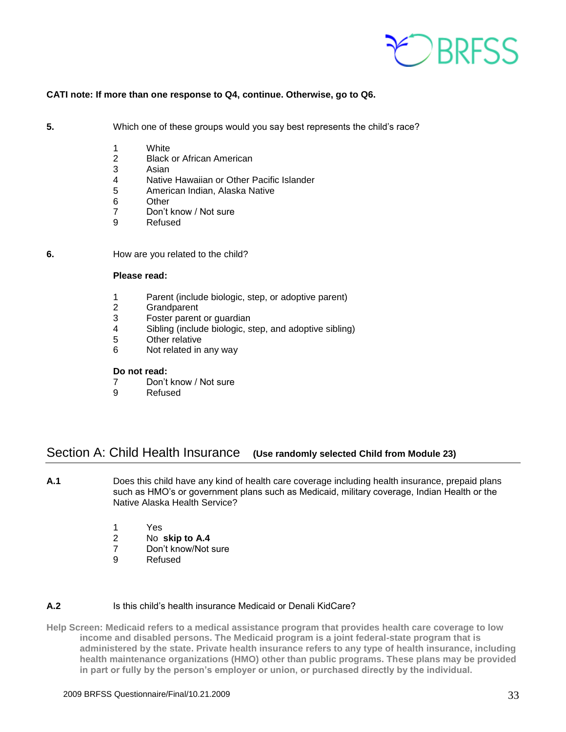**CATI note: If more than one response to Q4, continue. Otherwise, go to Q6.**

**5.** Which one of these groups would you say best represents the child's race?

1 White
2 Black or African American
3 Asian
4 Native Hawaiian or Other Pacific Islander
5 American Indian, Alaska Native
6 Other
7 Don't know / Not sure
9 Refused

**6.** How are you related to the child?

**Please read:**

1 Parent (include biologic, step, or adoptive parent)
2 Grandparent
3 Foster parent or guardian
4 Sibling (include biologic, step, and adoptive sibling)
5 Other relative
6 Not related in any way

**Do not read:**

7 Don't know / Not sure
9 Refused

## Section A: Child Health Insurance **(Use randomly selected Child from Module 23)**

**A.1** Does this child have any kind of health care coverage including health insurance, prepaid plans such as HMO's or government plans such as Medicaid, military coverage, Indian Health or the Native Alaska Health Service?

1 Yes
2 No **skip to A.4**
7 Don't know/Not sure
9 Refused

**A.2** Is this child's health insurance Medicaid or Denali KidCare?

**Help Screen: Medicaid refers to a medical assistance program that provides health care coverage to low income and disabled persons. The Medicaid program is a joint federal-state program that is administered by the state. Private health insurance refers to any type of health insurance, including health maintenance organizations (HMO) other than public programs. These plans may be provided in part or fully by the person's employer or union, or purchased directly by the individual.**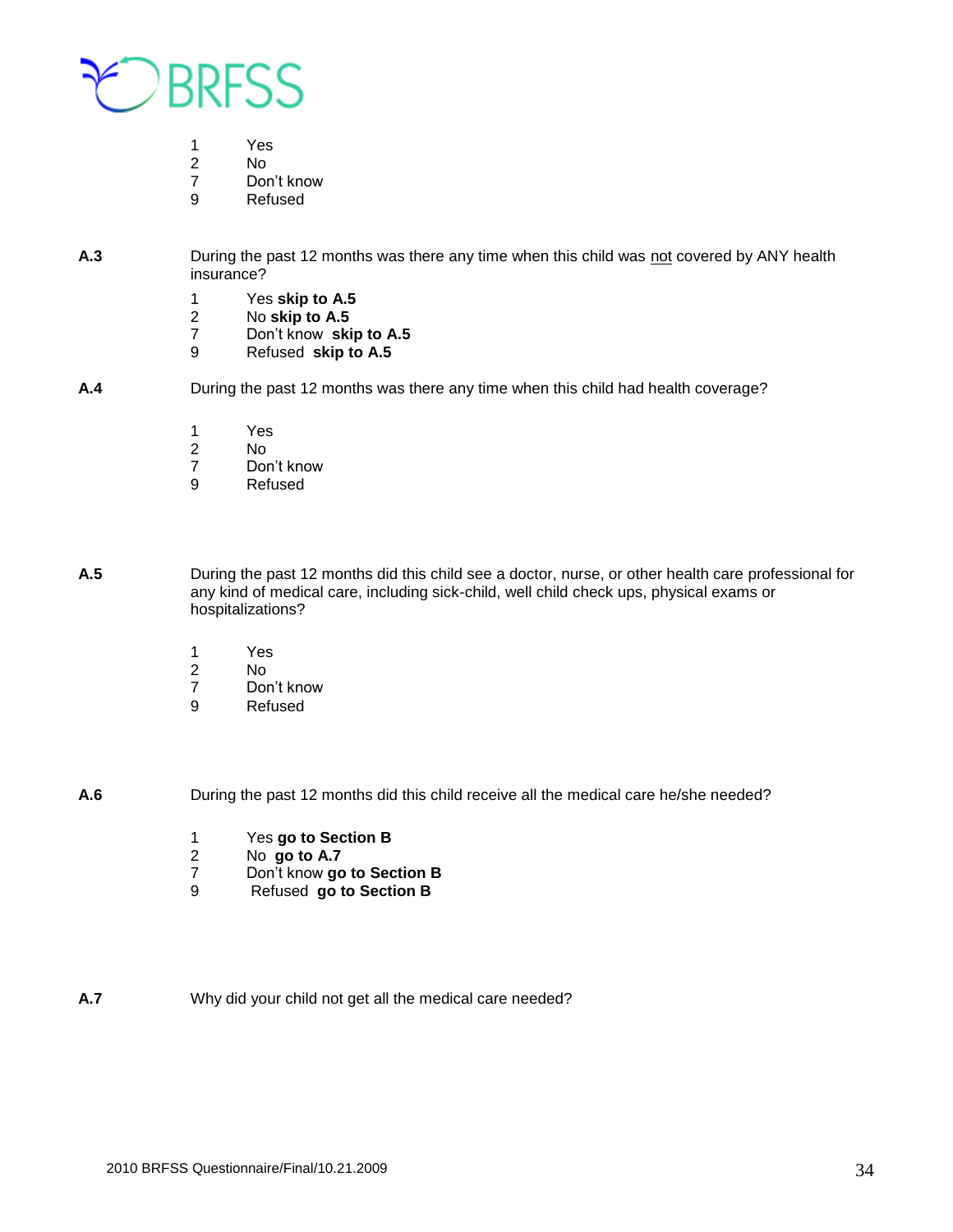1 Yes
2 No
7 Don't know
9 Refused

**A.3** During the past 12 months was there any time when this child was not covered by ANY health insurance?

1 Yes **skip to A.5**
2 No **skip to A.5**
7 Don't know **skip to A.5**
9 Refused **skip to A.5**

**A.4** During the past 12 months was there any time when this child had health coverage?

1 Yes
2 No
7 Don't know
9 Refused

**A.5** During the past 12 months did this child see a doctor, nurse, or other health care professional for any kind of medical care, including sick-child, well child check ups, physical exams or hospitalizations?

1 Yes
2 No
7 Don't know
9 Refused

**A.6** During the past 12 months did this child receive all the medical care he/she needed?

1 Yes **go to Section B**
2 No **go to A.7**
7 Don't know **go to Section B**
9 Refused **go to Section B**

**A.7** Why did your child not get all the medical care needed?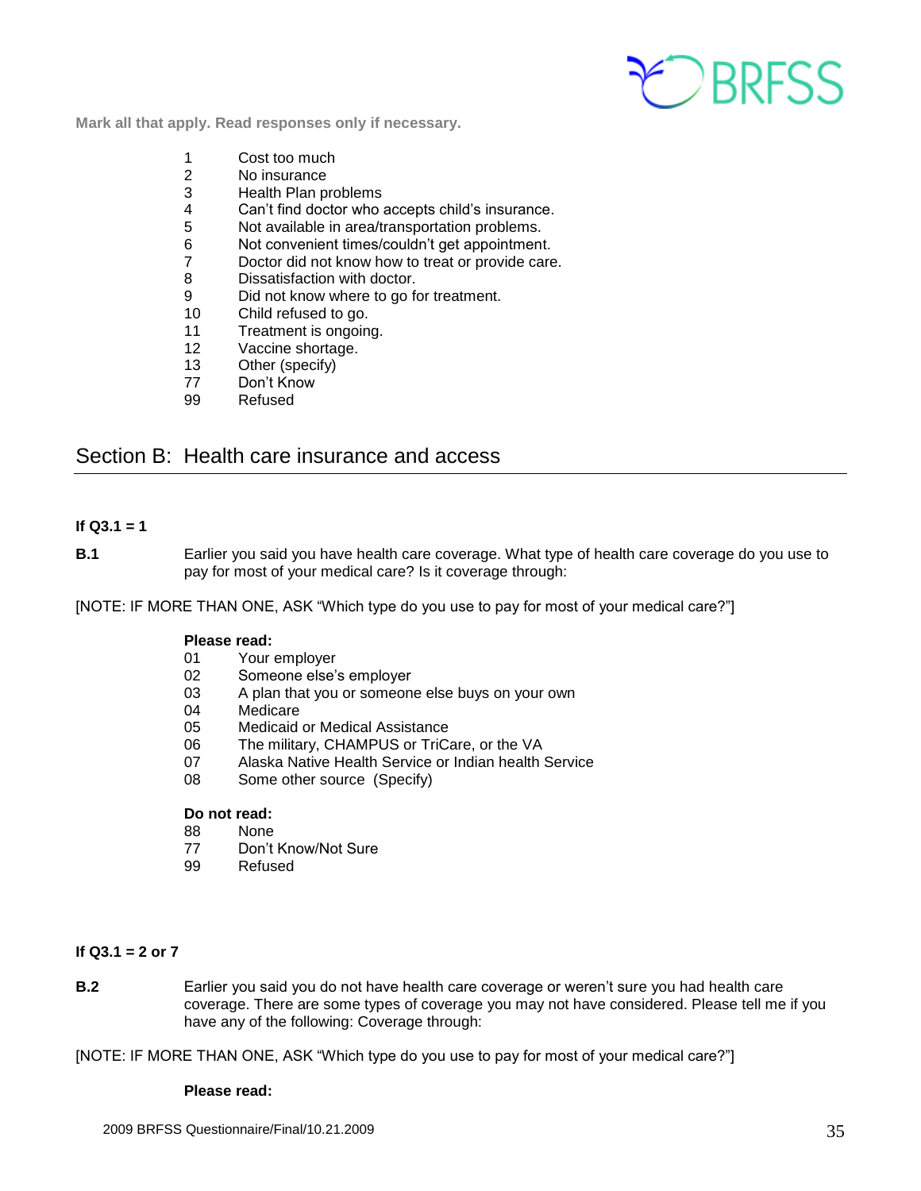**Mark all that apply. Read responses only if necessary.**

1 Cost too much
2 No insurance
3 Health Plan problems
4 Can't find doctor who accepts child's insurance.
5 Not available in area/transportation problems.
6 Not convenient times/couldn't get appointment.
7 Doctor did not know how to treat or provide care.
8 Dissatisfaction with doctor.
9 Did not know where to go for treatment.
10 Child refused to go.
11 Treatment is ongoing.
12 Vaccine shortage.
13 Other (specify)
77 Don't Know
99 Refused

## Section B: Health care insurance and access

**If Q3.1 = 1**

**B.1** Earlier you said you have health care coverage. What type of health care coverage do you use to pay for most of your medical care? Is it coverage through:

[NOTE: IF MORE THAN ONE, ASK "Which type do you use to pay for most of your medical care?"]

**Please read:**
01 Your employer
02 Someone else's employer
03 A plan that you or someone else buys on your own
04 Medicare
05 Medicaid or Medical Assistance
06 The military, CHAMPUS or TriCare, or the VA
07 Alaska Native Health Service or Indian health Service
08 Some other source (Specify)

**Do not read:**
88 None
77 Don't Know/Not Sure
99 Refused

**If Q3.1 = 2 or 7**

**B.2** Earlier you said you do not have health care coverage or weren't sure you had health care coverage. There are some types of coverage you may not have considered. Please tell me if you have any of the following: Coverage through:

[NOTE: IF MORE THAN ONE, ASK "Which type do you use to pay for most of your medical care?"]

**Please read:**

2009 BRFSS Questionnaire/Final/10.21.2009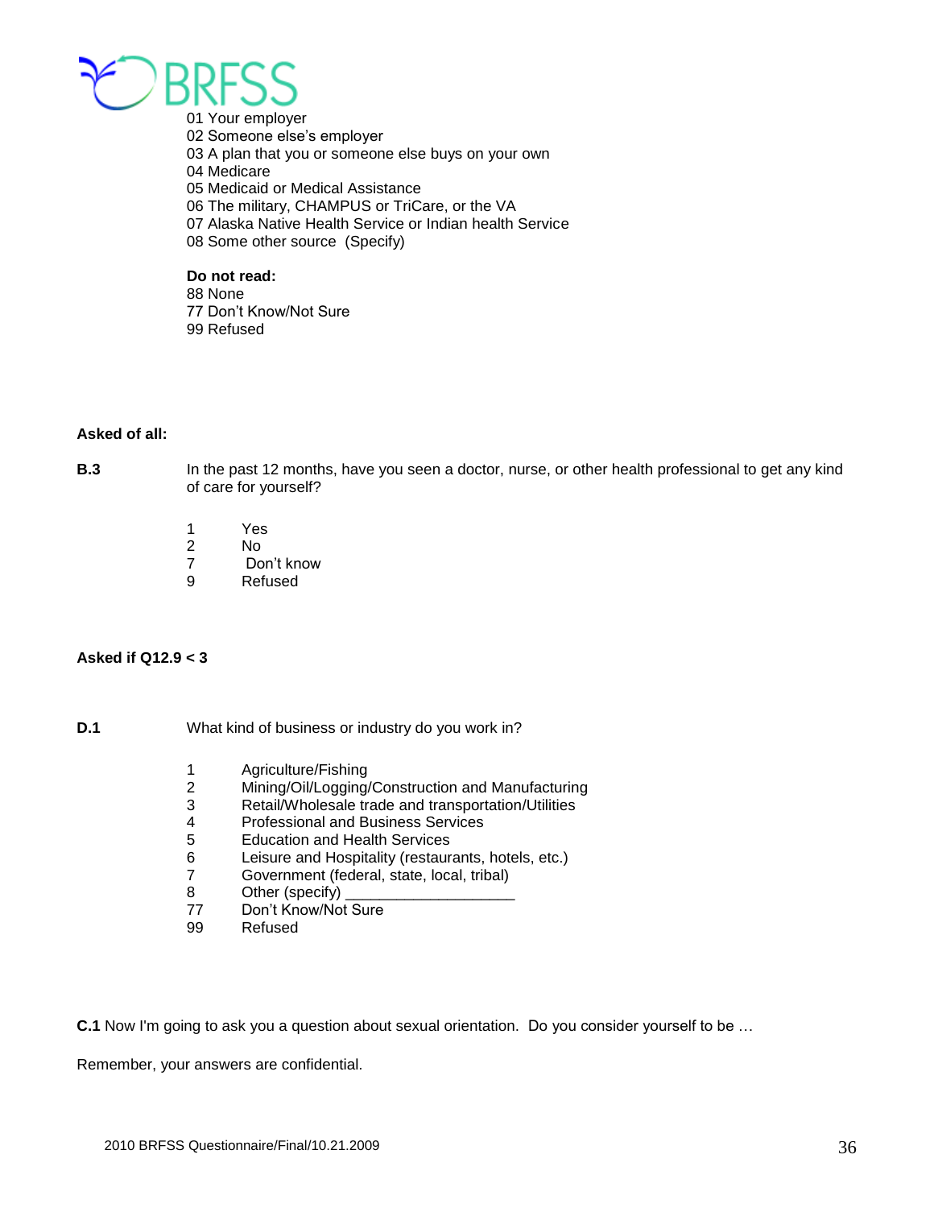01 Your employer
02 Someone else's employer
03 A plan that you or someone else buys on your own
04 Medicare
05 Medicaid or Medical Assistance
06 The military, CHAMPUS or TriCare, or the VA
07 Alaska Native Health Service or Indian health Service
08 Some other source (Specify)

**Do not read:**
88 None
77 Don't Know/Not Sure
99 Refused

**Asked of all:**

**B.3** In the past 12 months, have you seen a doctor, nurse, or other health professional to get any kind of care for yourself?

1 Yes
2 No
7 Don't know
9 Refused

**Asked if Q12.9 < 3**

**D.1** What kind of business or industry do you work in?

1 Agriculture/Fishing
2 Mining/Oil/Logging/Construction and Manufacturing
3 Retail/Wholesale trade and transportation/Utilities
4 Professional and Business Services
5 Education and Health Services
6 Leisure and Hospitality (restaurants, hotels, etc.)
7 Government (federal, state, local, tribal)
8 Other (specify) ___________________
77 Don't Know/Not Sure
99 Refused

**C.1** Now I'm going to ask you a question about sexual orientation. Do you consider yourself to be …

Remember, your answers are confidential.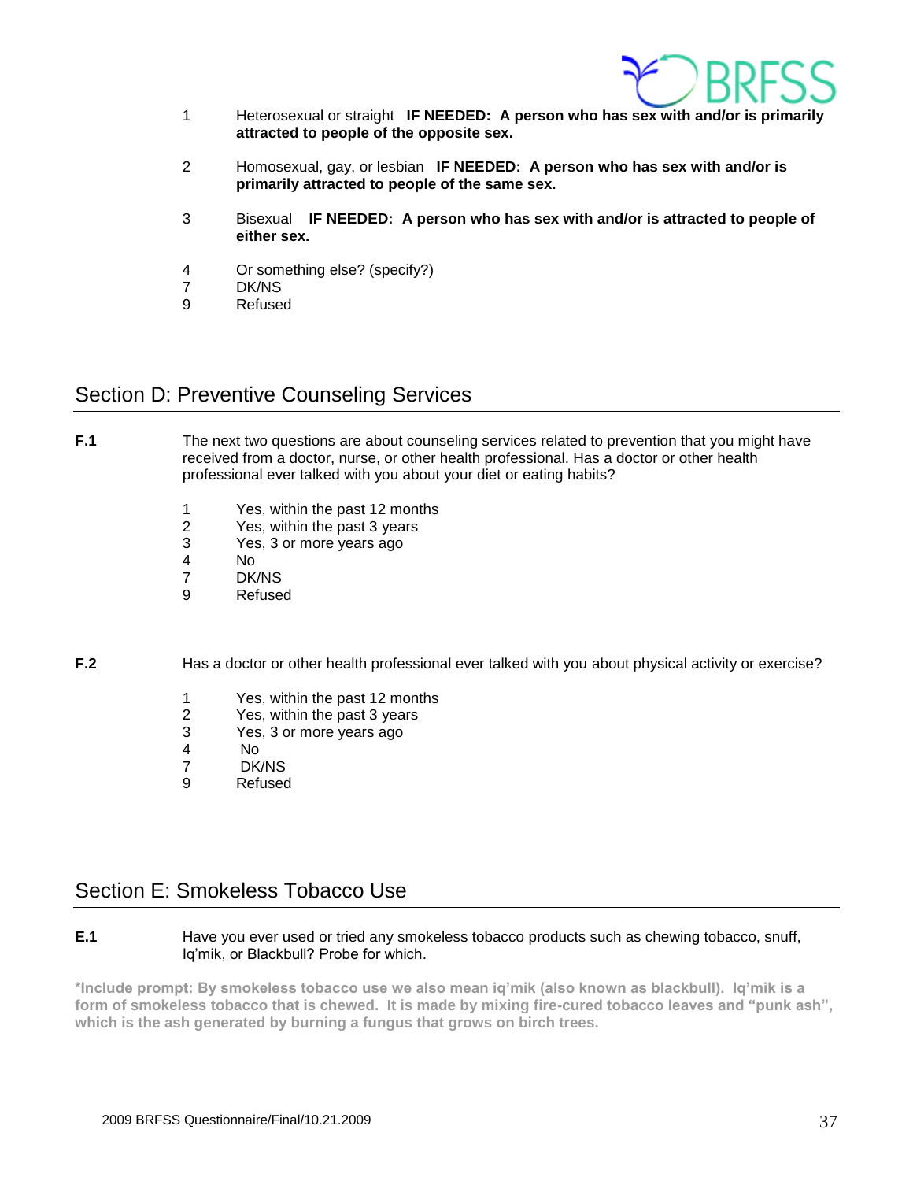1 Heterosexual or straight **IF NEEDED: A person who has sex with and/or is primarily attracted to people of the opposite sex.**

2 Homosexual, gay, or lesbian **IF NEEDED: A person who has sex with and/or is primarily attracted to people of the same sex.**

3 Bisexual **IF NEEDED: A person who has sex with and/or is attracted to people of either sex.**

4 Or something else? (specify?)
7 DK/NS
9 Refused

## Section D: Preventive Counseling Services

**F.1** The next two questions are about counseling services related to prevention that you might have received from a doctor, nurse, or other health professional. Has a doctor or other health professional ever talked with you about your diet or eating habits?

1 Yes, within the past 12 months
2 Yes, within the past 3 years
3 Yes, 3 or more years ago
4 No
7 DK/NS
9 Refused

**F.2** Has a doctor or other health professional ever talked with you about physical activity or exercise?

1 Yes, within the past 12 months
2 Yes, within the past 3 years
3 Yes, 3 or more years ago
4 No
7 DK/NS
9 Refused

## Section E: Smokeless Tobacco Use

**E.1** Have you ever used or tried any smokeless tobacco products such as chewing tobacco, snuff, Iq'mik, or Blackbull? Probe for which.

**\*Include prompt: By smokeless tobacco use we also mean iq'mik (also known as blackbull). Iq'mik is a form of smokeless tobacco that is chewed. It is made by mixing fire-cured tobacco leaves and "punk ash", which is the ash generated by burning a fungus that grows on birch trees.**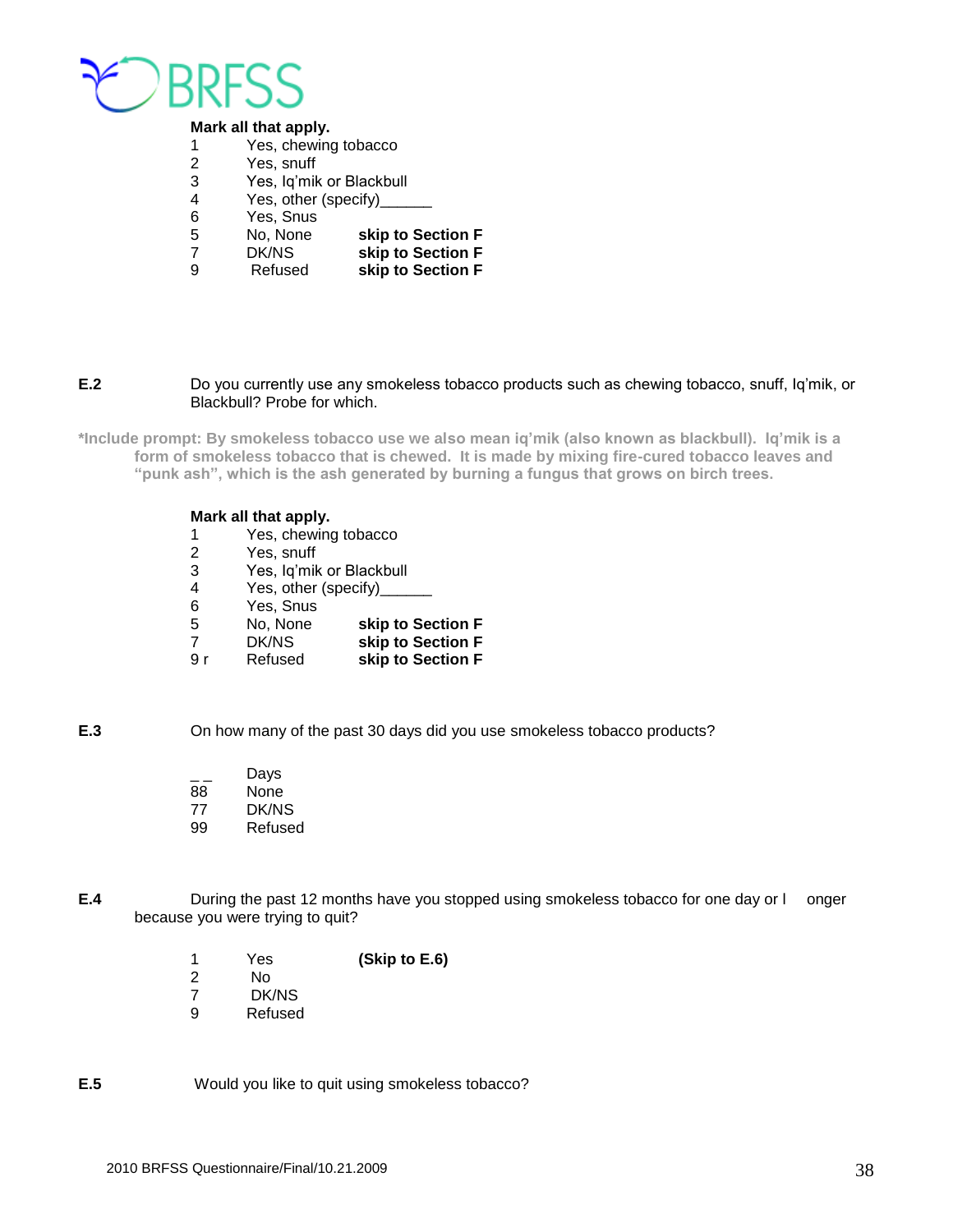**Mark all that apply.**

| | | |
|---|---|---|
| 1 | Yes, chewing tobacco | |
| 2 | Yes, snuff | |
| 3 | Yes, Iq'mik or Blackbull | |
| 4 | Yes, other (specify)______ | |
| 6 | Yes, Snus | |
| 5 | No, None | **skip to Section F** |
| 7 | DK/NS | **skip to Section F** |
| 9 | Refused | **skip to Section F** |

**E.2** Do you currently use any smokeless tobacco products such as chewing tobacco, snuff, Iq'mik, or Blackbull? Probe for which.

**\*Include prompt: By smokeless tobacco use we also mean iq'mik (also known as blackbull). Iq'mik is a form of smokeless tobacco that is chewed. It is made by mixing fire-cured tobacco leaves and "punk ash", which is the ash generated by burning a fungus that grows on birch trees.**

**Mark all that apply.**

| | | |
|---|---|---|
| 1 | Yes, chewing tobacco | |
| 2 | Yes, snuff | |
| 3 | Yes, Iq'mik or Blackbull | |
| 4 | Yes, other (specify)______ | |
| 6 | Yes, Snus | |
| 5 | No, None | **skip to Section F** |
| 7 | DK/NS | **skip to Section F** |
| 9 r | Refused | **skip to Section F** |

**E.3** On how many of the past 30 days did you use smokeless tobacco products?

| | |
|---|---|
| _ _ | Days |
| 88 | None |
| 77 | DK/NS |
| 99 | Refused |

**E.4** During the past 12 months have you stopped using smokeless tobacco for one day or l onger because you were trying to quit?

| | | |
|---|---|---|
| 1 | Yes | **(Skip to E.6)** |
| 2 | No | |
| 7 | DK/NS | |
| 9 | Refused | |

**E.5** Would you like to quit using smokeless tobacco?

2010 BRFSS Questionnaire/Final/10.21.2009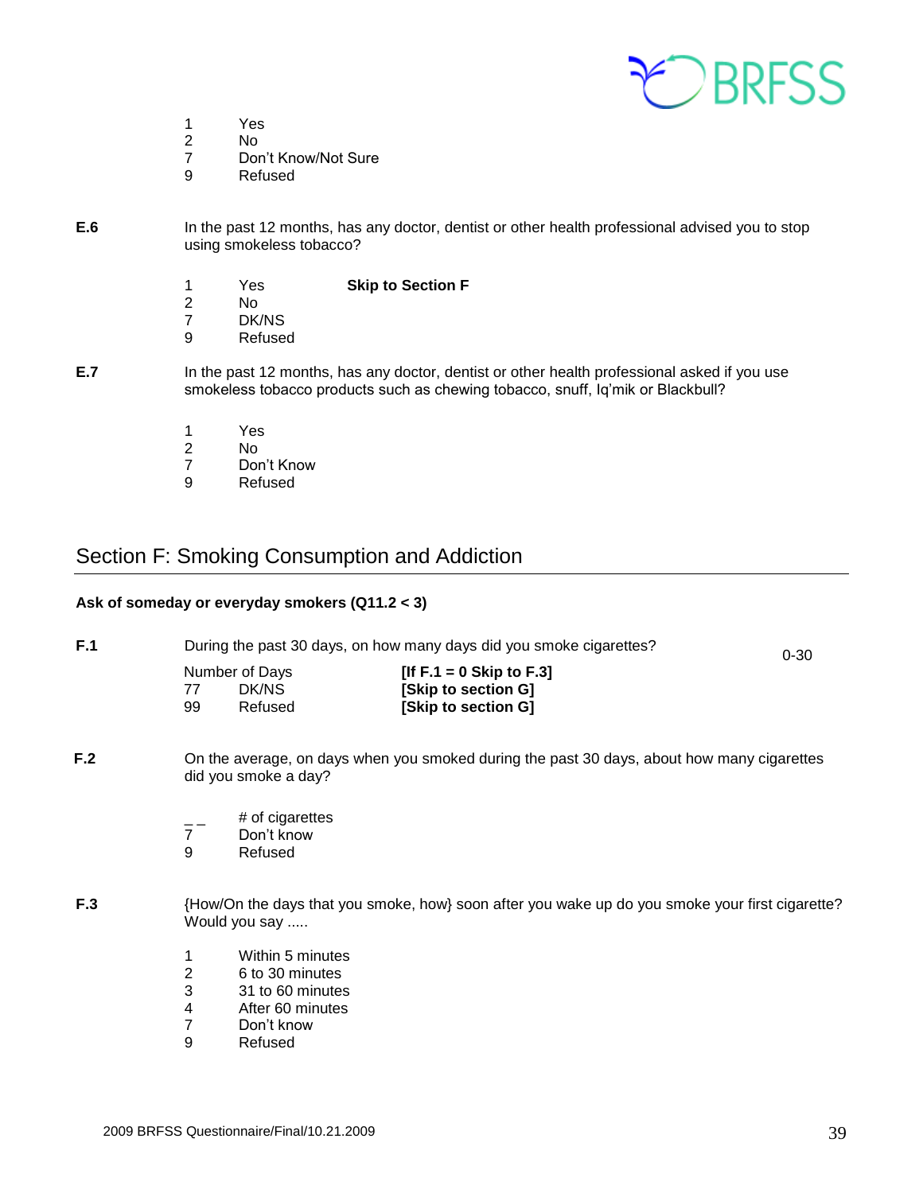1 Yes
2 No
7 Don't Know/Not Sure
9 Refused

**E.6** In the past 12 months, has any doctor, dentist or other health professional advised you to stop using smokeless tobacco?

1 Yes **Skip to Section F**
2 No
7 DK/NS
9 Refused

**E.7** In the past 12 months, has any doctor, dentist or other health professional asked if you use smokeless tobacco products such as chewing tobacco, snuff, Iq'mik or Blackbull?

1 Yes
2 No
7 Don't Know
9 Refused

## Section F: Smoking Consumption and Addiction

**Ask of someday or everyday smokers (Q11.2 < 3)**

**F.1** During the past 30 days, on how many days did you smoke cigarettes? 0-30

Number of Days **[If F.1 = 0 Skip to F.3]**
77 DK/NS **[Skip to section G]**
99 Refused **[Skip to section G]**

**F.2** On the average, on days when you smoked during the past 30 days, about how many cigarettes did you smoke a day?

_ _ # of cigarettes
7 Don't know
9 Refused

**F.3** {How/On the days that you smoke, how} soon after you wake up do you smoke your first cigarette? Would you say .....

1 Within 5 minutes
2 6 to 30 minutes
3 31 to 60 minutes
4 After 60 minutes
7 Don't know
9 Refused

2009 BRFSS Questionnaire/Final/10.21.2009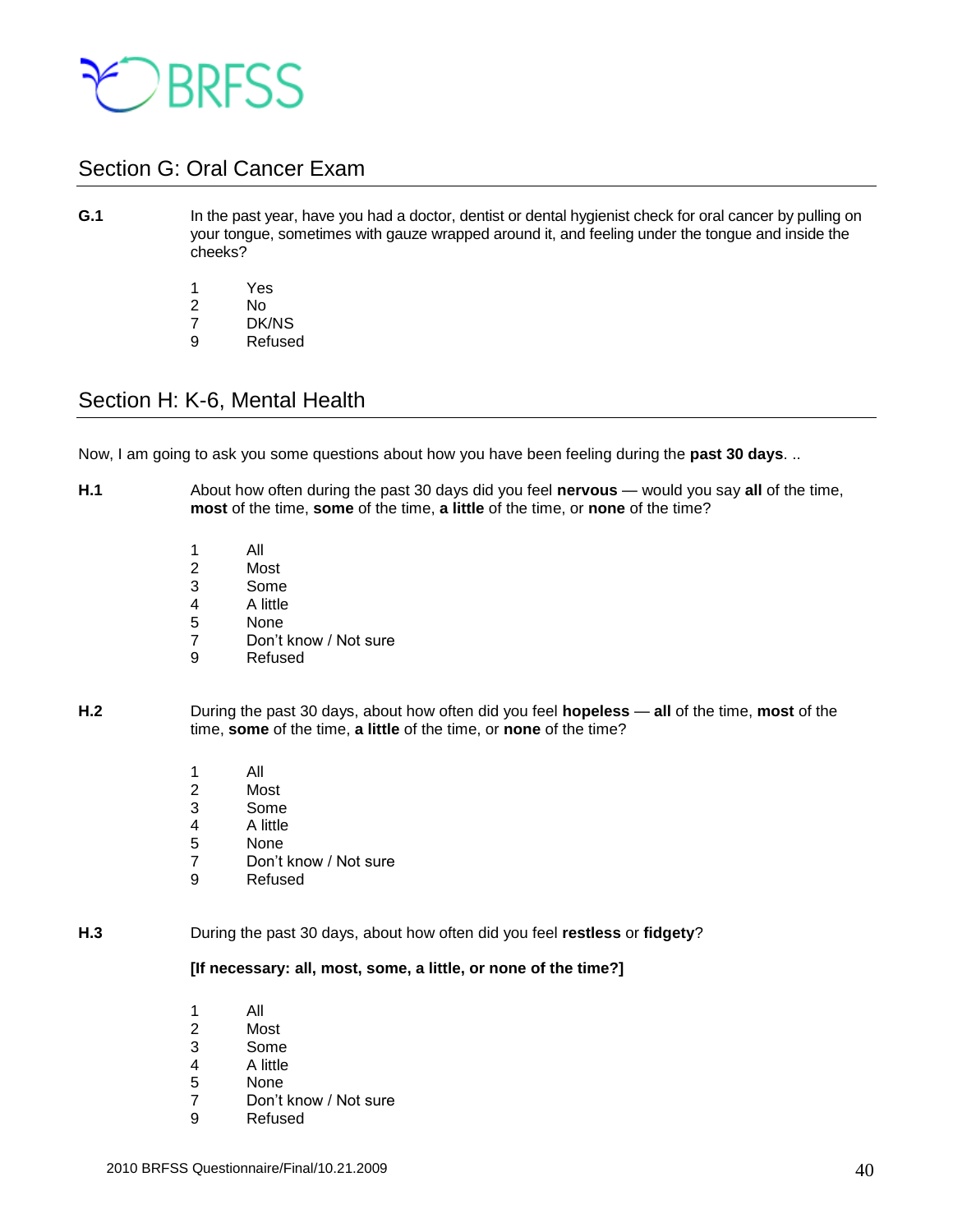## Section G: Oral Cancer Exam

**G.1** In the past year, have you had a doctor, dentist or dental hygienist check for oral cancer by pulling on your tongue, sometimes with gauze wrapped around it, and feeling under the tongue and inside the cheeks?

1 Yes
2 No
7 DK/NS
9 Refused

## Section H: K-6, Mental Health

Now, I am going to ask you some questions about how you have been feeling during the **past 30 days**. ..

**H.1** About how often during the past 30 days did you feel **nervous** — would you say **all** of the time, **most** of the time, **some** of the time, **a little** of the time, or **none** of the time?

1 All
2 Most
3 Some
4 A little
5 None
7 Don't know / Not sure
9 Refused

**H.2** During the past 30 days, about how often did you feel **hopeless** — **all** of the time, **most** of the time, **some** of the time, **a little** of the time, or **none** of the time?

1 All
2 Most
3 Some
4 A little
5 None
7 Don't know / Not sure
9 Refused

**H.3** During the past 30 days, about how often did you feel **restless** or **fidgety**?

**[If necessary: all, most, some, a little, or none of the time?]**

1 All
2 Most
3 Some
4 A little
5 None
7 Don't know / Not sure
9 Refused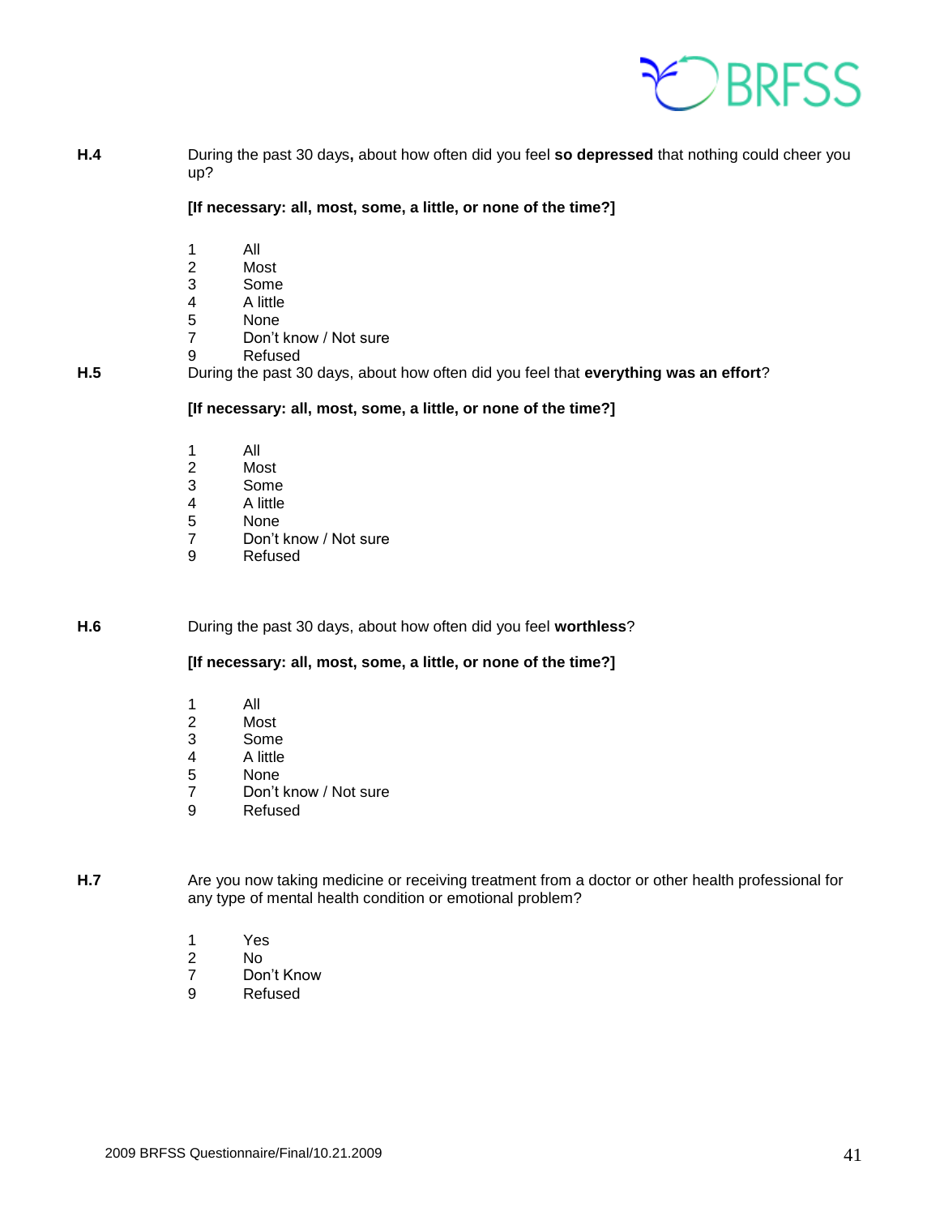**H.4** During the past 30 days**,** about how often did you feel **so depressed** that nothing could cheer you up?

**[If necessary: all, most, some, a little, or none of the time?]**

1 All
2 Most
3 Some
4 A little
5 None
7 Don't know / Not sure
9 Refused

**H.5** During the past 30 days, about how often did you feel that **everything was an effort**?

**[If necessary: all, most, some, a little, or none of the time?]**

1 All
2 Most
3 Some
4 A little
5 None
7 Don't know / Not sure
9 Refused

**H.6** During the past 30 days, about how often did you feel **worthless**?

**[If necessary: all, most, some, a little, or none of the time?]**

1 All
2 Most
3 Some
4 A little
5 None
7 Don't know / Not sure
9 Refused

**H.7** Are you now taking medicine or receiving treatment from a doctor or other health professional for any type of mental health condition or emotional problem?

1 Yes
2 No
7 Don't Know
9 Refused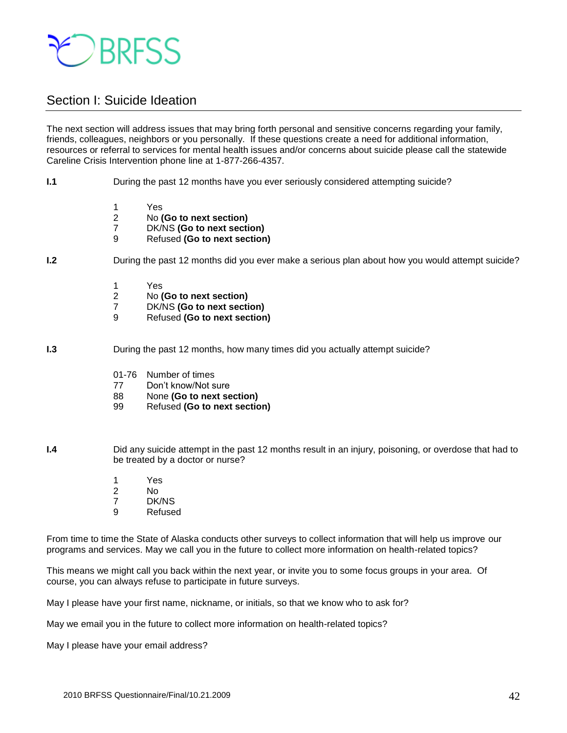BRFSS

## Section I: Suicide Ideation

The next section will address issues that may bring forth personal and sensitive concerns regarding your family, friends, colleagues, neighbors or you personally. If these questions create a need for additional information, resources or referral to services for mental health issues and/or concerns about suicide please call the statewide Careline Crisis Intervention phone line at 1-877-266-4357.

**I.1** During the past 12 months have you ever seriously considered attempting suicide?

1 Yes
2 No **(Go to next section)**
7 DK/NS **(Go to next section)**
9 Refused **(Go to next section)**

**I.2** During the past 12 months did you ever make a serious plan about how you would attempt suicide?

1 Yes
2 No **(Go to next section)**
7 DK/NS **(Go to next section)**
9 Refused **(Go to next section)**

**I.3** During the past 12 months, how many times did you actually attempt suicide?

01-76 Number of times
77 Don't know/Not sure
88 None **(Go to next section)**
99 Refused **(Go to next section)**

**I.4** Did any suicide attempt in the past 12 months result in an injury, poisoning, or overdose that had to be treated by a doctor or nurse?

1 Yes
2 No
7 DK/NS
9 Refused

From time to time the State of Alaska conducts other surveys to collect information that will help us improve our programs and services. May we call you in the future to collect more information on health-related topics?

This means we might call you back within the next year, or invite you to some focus groups in your area. Of course, you can always refuse to participate in future surveys.

May I please have your first name, nickname, or initials, so that we know who to ask for?

May we email you in the future to collect more information on health-related topics?

May I please have your email address?

2010 BRFSS Questionnaire/Final/10.21.2009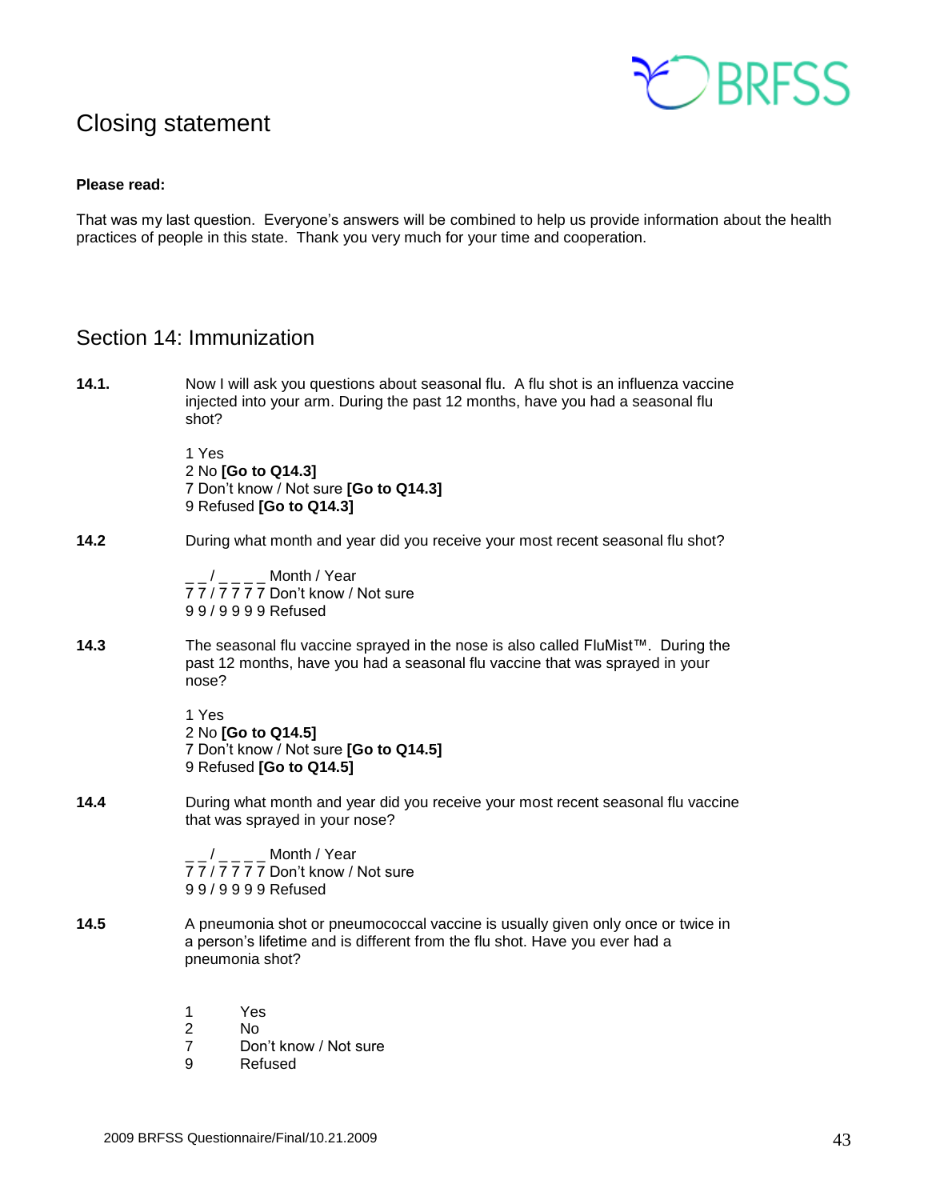## Closing statement

**Please read:**

That was my last question. Everyone's answers will be combined to help us provide information about the health practices of people in this state. Thank you very much for your time and cooperation.

## Section 14: Immunization

**14.1.** Now I will ask you questions about seasonal flu. A flu shot is an influenza vaccine injected into your arm. During the past 12 months, have you had a seasonal flu shot?

1 Yes
2 No **[Go to Q14.3]**
7 Don't know / Not sure **[Go to Q14.3]**
9 Refused **[Go to Q14.3]**

**14.2** During what month and year did you receive your most recent seasonal flu shot?

_ _ / _ _ _ _ Month / Year
7 7 / 7 7 7 7 Don't know / Not sure
9 9 / 9 9 9 9 Refused

**14.3** The seasonal flu vaccine sprayed in the nose is also called FluMist™. During the past 12 months, have you had a seasonal flu vaccine that was sprayed in your nose?

1 Yes
2 No **[Go to Q14.5]**
7 Don't know / Not sure **[Go to Q14.5]**
9 Refused **[Go to Q14.5]**

**14.4** During what month and year did you receive your most recent seasonal flu vaccine that was sprayed in your nose?

_ _ / _ _ _ _ Month / Year
7 7 / 7 7 7 7 Don't know / Not sure
9 9 / 9 9 9 9 Refused

**14.5** A pneumonia shot or pneumococcal vaccine is usually given only once or twice in a person's lifetime and is different from the flu shot. Have you ever had a pneumonia shot?

1 Yes
2 No
7 Don't know / Not sure
9 Refused